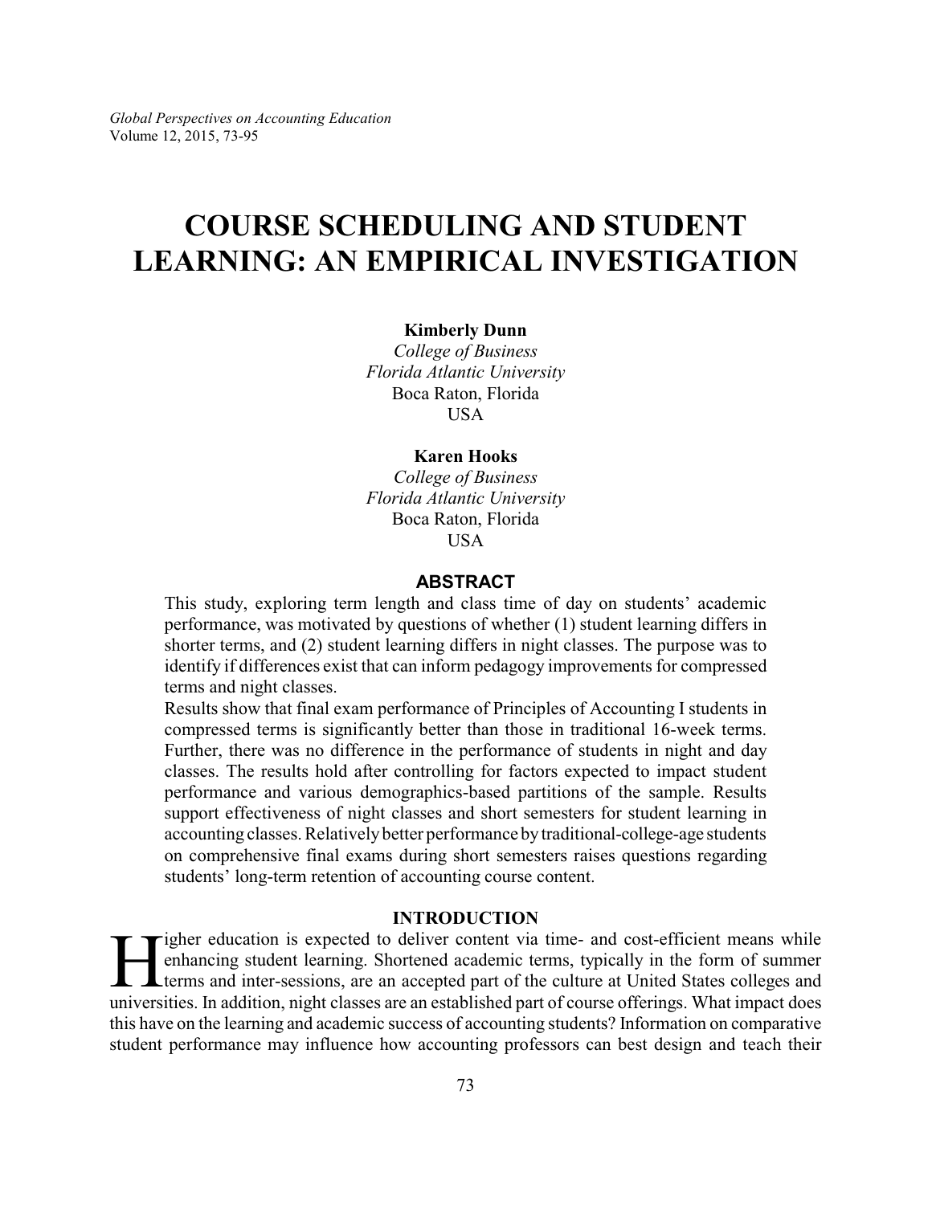# COURSE SCHEDULING AND STUDENT LEARNING: AN EMPIRICAL INVESTIGATION

**Kimberly Dunn**
*College of Business*
*Florida Atlantic University*
Boca Raton, Florida
USA

**Karen Hooks**
*College of Business*
*Florida Atlantic University*
Boca Raton, Florida
USA

## ABSTRACT

This study, exploring term length and class time of day on students' academic performance, was motivated by questions of whether (1) student learning differs in shorter terms, and (2) student learning differs in night classes. The purpose was to identify if differences exist that can inform pedagogy improvements for compressed terms and night classes.

Results show that final exam performance of Principles of Accounting I students in compressed terms is significantly better than those in traditional 16-week terms. Further, there was no difference in the performance of students in night and day classes. The results hold after controlling for factors expected to impact student performance and various demographics-based partitions of the sample. Results support effectiveness of night classes and short semesters for student learning in accounting classes. Relatively better performance by traditional-college-age students on comprehensive final exams during short semesters raises questions regarding students' long-term retention of accounting course content.

## INTRODUCTION

Higher education is expected to deliver content via time- and cost-efficient means while enhancing student learning. Shortened academic terms, typically in the form of summer terms and inter-sessions, are an accepted part of the culture at United States colleges and universities. In addition, night classes are an established part of course offerings. What impact does this have on the learning and academic success of accounting students? Information on comparative student performance may influence how accounting professors can best design and teach their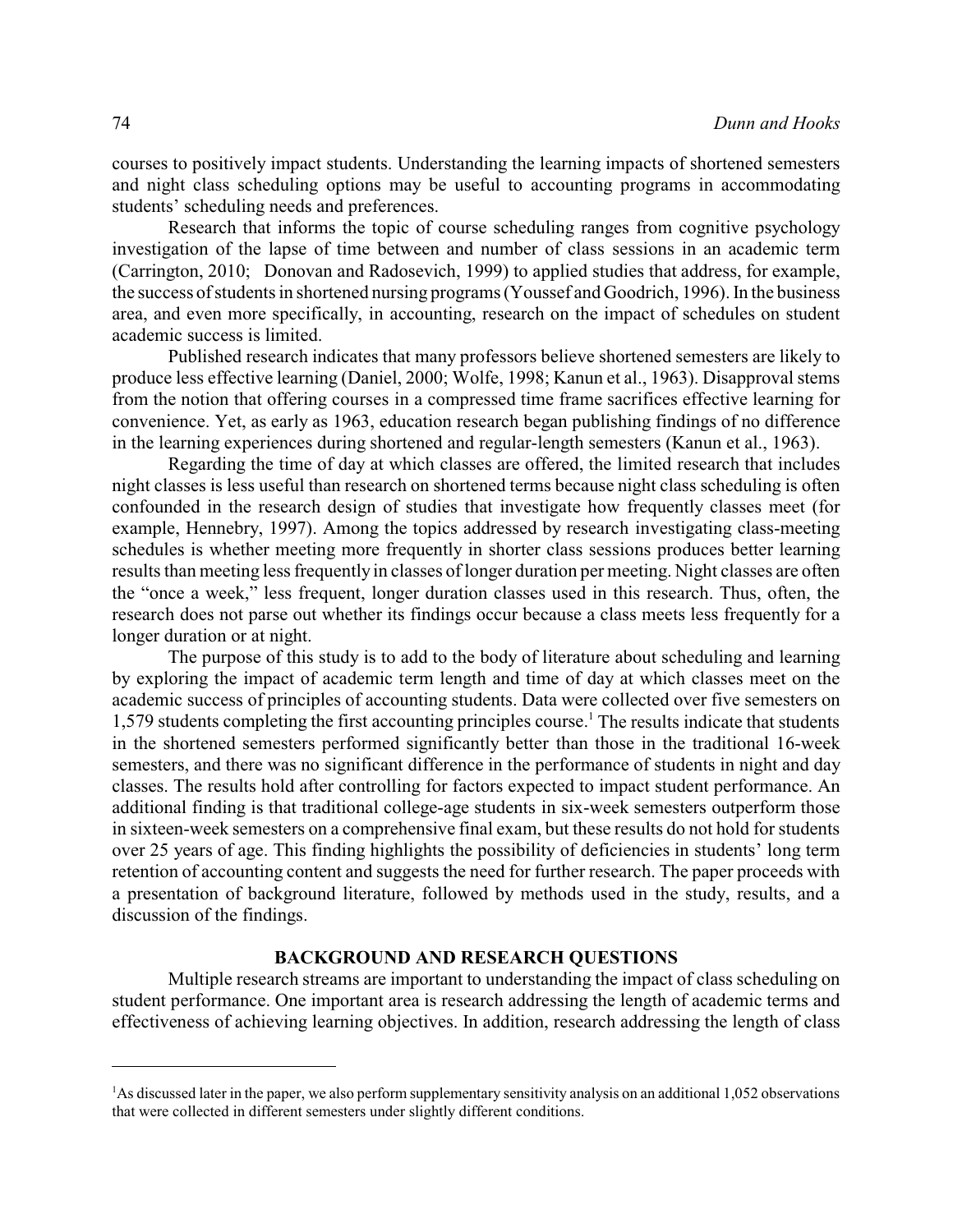courses to positively impact students. Understanding the learning impacts of shortened semesters and night class scheduling options may be useful to accounting programs in accommodating students' scheduling needs and preferences.

Research that informs the topic of course scheduling ranges from cognitive psychology investigation of the lapse of time between and number of class sessions in an academic term (Carrington, 2010; Donovan and Radosevich, 1999) to applied studies that address, for example, the success of students in shortened nursing programs (Youssef and Goodrich, 1996). In the business area, and even more specifically, in accounting, research on the impact of schedules on student academic success is limited.

Published research indicates that many professors believe shortened semesters are likely to produce less effective learning (Daniel, 2000; Wolfe, 1998; Kanun et al., 1963). Disapproval stems from the notion that offering courses in a compressed time frame sacrifices effective learning for convenience. Yet, as early as 1963, education research began publishing findings of no difference in the learning experiences during shortened and regular-length semesters (Kanun et al., 1963).

Regarding the time of day at which classes are offered, the limited research that includes night classes is less useful than research on shortened terms because night class scheduling is often confounded in the research design of studies that investigate how frequently classes meet (for example, Hennebry, 1997). Among the topics addressed by research investigating class-meeting schedules is whether meeting more frequently in shorter class sessions produces better learning results than meeting less frequently in classes of longer duration per meeting. Night classes are often the "once a week," less frequent, longer duration classes used in this research. Thus, often, the research does not parse out whether its findings occur because a class meets less frequently for a longer duration or at night.

The purpose of this study is to add to the body of literature about scheduling and learning by exploring the impact of academic term length and time of day at which classes meet on the academic success of principles of accounting students. Data were collected over five semesters on 1,579 students completing the first accounting principles course.[1] The results indicate that students in the shortened semesters performed significantly better than those in the traditional 16-week semesters, and there was no significant difference in the performance of students in night and day classes. The results hold after controlling for factors expected to impact student performance. An additional finding is that traditional college-age students in six-week semesters outperform those in sixteen-week semesters on a comprehensive final exam, but these results do not hold for students over 25 years of age. This finding highlights the possibility of deficiencies in students' long term retention of accounting content and suggests the need for further research. The paper proceeds with a presentation of background literature, followed by methods used in the study, results, and a discussion of the findings.

## BACKGROUND AND RESEARCH QUESTIONS

Multiple research streams are important to understanding the impact of class scheduling on student performance. One important area is research addressing the length of academic terms and effectiveness of achieving learning objectives. In addition, research addressing the length of class

---

[1] As discussed later in the paper, we also perform supplementary sensitivity analysis on an additional 1,052 observations that were collected in different semesters under slightly different conditions.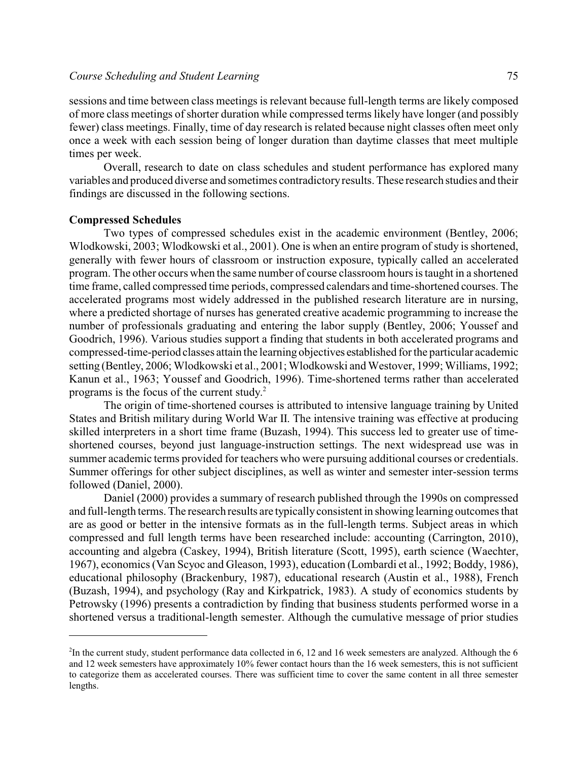sessions and time between class meetings is relevant because full-length terms are likely composed of more class meetings of shorter duration while compressed terms likely have longer (and possibly fewer) class meetings. Finally, time of day research is related because night classes often meet only once a week with each session being of longer duration than daytime classes that meet multiple times per week.

Overall, research to date on class schedules and student performance has explored many variables and produced diverse and sometimes contradictory results. These research studies and their findings are discussed in the following sections.

**Compressed Schedules**

Two types of compressed schedules exist in the academic environment (Bentley, 2006; Wlodkowski, 2003; Wlodkowski et al., 2001). One is when an entire program of study is shortened, generally with fewer hours of classroom or instruction exposure, typically called an accelerated program. The other occurs when the same number of course classroom hours is taught in a shortened time frame, called compressed time periods, compressed calendars and time-shortened courses. The accelerated programs most widely addressed in the published research literature are in nursing, where a predicted shortage of nurses has generated creative academic programming to increase the number of professionals graduating and entering the labor supply (Bentley, 2006; Youssef and Goodrich, 1996). Various studies support a finding that students in both accelerated programs and compressed-time-period classes attain the learning objectives established for the particular academic setting (Bentley, 2006; Wlodkowski et al., 2001; Wlodkowski and Westover, 1999; Williams, 1992; Kanun et al., 1963; Youssef and Goodrich, 1996). Time-shortened terms rather than accelerated programs is the focus of the current study.[2]

The origin of time-shortened courses is attributed to intensive language training by United States and British military during World War II. The intensive training was effective at producing skilled interpreters in a short time frame (Buzash, 1994). This success led to greater use of time-shortened courses, beyond just language-instruction settings. The next widespread use was in summer academic terms provided for teachers who were pursuing additional courses or credentials. Summer offerings for other subject disciplines, as well as winter and semester inter-session terms followed (Daniel, 2000).

Daniel (2000) provides a summary of research published through the 1990s on compressed and full-length terms. The research results are typically consistent in showing learning outcomes that are as good or better in the intensive formats as in the full-length terms. Subject areas in which compressed and full length terms have been researched include: accounting (Carrington, 2010), accounting and algebra (Caskey, 1994), British literature (Scott, 1995), earth science (Waechter, 1967), economics (Van Scyoc and Gleason, 1993), education (Lombardi et al., 1992; Boddy, 1986), educational philosophy (Brackenbury, 1987), educational research (Austin et al., 1988), French (Buzash, 1994), and psychology (Ray and Kirkpatrick, 1983). A study of economics students by Petrowsky (1996) presents a contradiction by finding that business students performed worse in a shortened versus a traditional-length semester. Although the cumulative message of prior studies

---

[2]In the current study, student performance data collected in 6, 12 and 16 week semesters are analyzed. Although the 6 and 12 week semesters have approximately 10% fewer contact hours than the 16 week semesters, this is not sufficient to categorize them as accelerated courses. There was sufficient time to cover the same content in all three semester lengths.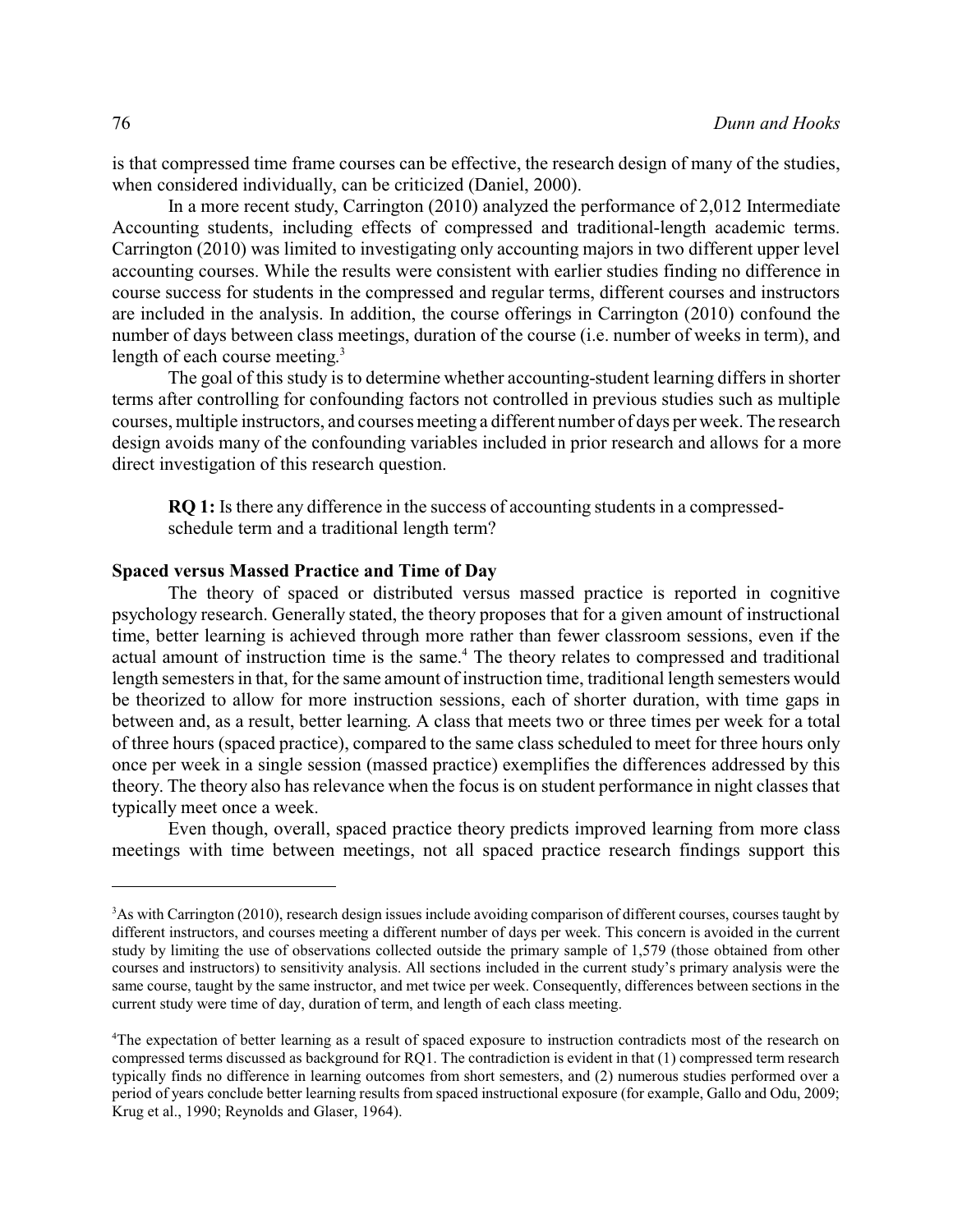is that compressed time frame courses can be effective, the research design of many of the studies, when considered individually, can be criticized (Daniel, 2000).

In a more recent study, Carrington (2010) analyzed the performance of 2,012 Intermediate Accounting students, including effects of compressed and traditional-length academic terms. Carrington (2010) was limited to investigating only accounting majors in two different upper level accounting courses. While the results were consistent with earlier studies finding no difference in course success for students in the compressed and regular terms, different courses and instructors are included in the analysis. In addition, the course offerings in Carrington (2010) confound the number of days between class meetings, duration of the course (i.e. number of weeks in term), and length of each course meeting.[3]

The goal of this study is to determine whether accounting-student learning differs in shorter terms after controlling for confounding factors not controlled in previous studies such as multiple courses, multiple instructors, and courses meeting a different number of days per week. The research design avoids many of the confounding variables included in prior research and allows for a more direct investigation of this research question.

> **RQ 1:** Is there any difference in the success of accounting students in a compressed-schedule term and a traditional length term?

### Spaced versus Massed Practice and Time of Day

The theory of spaced or distributed versus massed practice is reported in cognitive psychology research. Generally stated, the theory proposes that for a given amount of instructional time, better learning is achieved through more rather than fewer classroom sessions, even if the actual amount of instruction time is the same.[4] The theory relates to compressed and traditional length semesters in that, for the same amount of instruction time, traditional length semesters would be theorized to allow for more instruction sessions, each of shorter duration, with time gaps in between and, as a result, better learning. A class that meets two or three times per week for a total of three hours (spaced practice), compared to the same class scheduled to meet for three hours only once per week in a single session (massed practice) exemplifies the differences addressed by this theory. The theory also has relevance when the focus is on student performance in night classes that typically meet once a week.

Even though, overall, spaced practice theory predicts improved learning from more class meetings with time between meetings, not all spaced practice research findings support this

---

[3] As with Carrington (2010), research design issues include avoiding comparison of different courses, courses taught by different instructors, and courses meeting a different number of days per week. This concern is avoided in the current study by limiting the use of observations collected outside the primary sample of 1,579 (those obtained from other courses and instructors) to sensitivity analysis. All sections included in the current study's primary analysis were the same course, taught by the same instructor, and met twice per week. Consequently, differences between sections in the current study were time of day, duration of term, and length of each class meeting.

[4] The expectation of better learning as a result of spaced exposure to instruction contradicts most of the research on compressed terms discussed as background for RQ1. The contradiction is evident in that (1) compressed term research typically finds no difference in learning outcomes from short semesters, and (2) numerous studies performed over a period of years conclude better learning results from spaced instructional exposure (for example, Gallo and Odu, 2009; Krug et al., 1990; Reynolds and Glaser, 1964).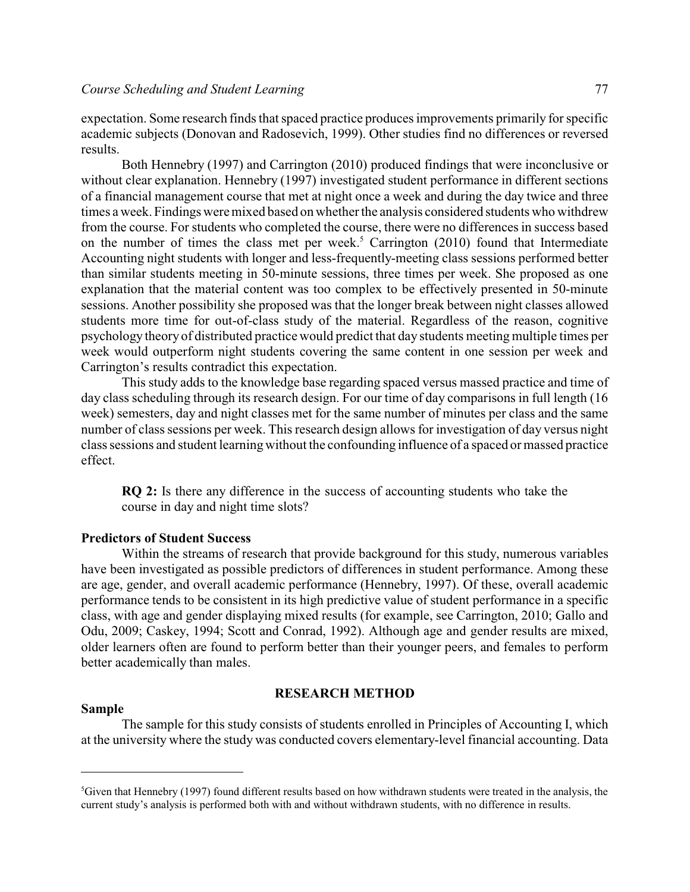expectation. Some research finds that spaced practice produces improvements primarily for specific academic subjects (Donovan and Radosevich, 1999). Other studies find no differences or reversed results.

Both Hennebry (1997) and Carrington (2010) produced findings that were inconclusive or without clear explanation. Hennebry (1997) investigated student performance in different sections of a financial management course that met at night once a week and during the day twice and three times a week. Findings were mixed based on whether the analysis considered students who withdrew from the course. For students who completed the course, there were no differences in success based on the number of times the class met per week.[5] Carrington (2010) found that Intermediate Accounting night students with longer and less-frequently-meeting class sessions performed better than similar students meeting in 50-minute sessions, three times per week. She proposed as one explanation that the material content was too complex to be effectively presented in 50-minute sessions. Another possibility she proposed was that the longer break between night classes allowed students more time for out-of-class study of the material. Regardless of the reason, cognitive psychology theory of distributed practice would predict that day students meeting multiple times per week would outperform night students covering the same content in one session per week and Carrington's results contradict this expectation.

This study adds to the knowledge base regarding spaced versus massed practice and time of day class scheduling through its research design. For our time of day comparisons in full length (16 week) semesters, day and night classes met for the same number of minutes per class and the same number of class sessions per week. This research design allows for investigation of day versus night class sessions and student learning without the confounding influence of a spaced or massed practice effect.

> **RQ 2:** Is there any difference in the success of accounting students who take the course in day and night time slots?

### Predictors of Student Success

Within the streams of research that provide background for this study, numerous variables have been investigated as possible predictors of differences in student performance. Among these are age, gender, and overall academic performance (Hennebry, 1997). Of these, overall academic performance tends to be consistent in its high predictive value of student performance in a specific class, with age and gender displaying mixed results (for example, see Carrington, 2010; Gallo and Odu, 2009; Caskey, 1994; Scott and Conrad, 1992). Although age and gender results are mixed, older learners often are found to perform better than their younger peers, and females to perform better academically than males.

## RESEARCH METHOD

### Sample

The sample for this study consists of students enrolled in Principles of Accounting I, which at the university where the study was conducted covers elementary-level financial accounting. Data

---

[5] Given that Hennebry (1997) found different results based on how withdrawn students were treated in the analysis, the current study's analysis is performed both with and without withdrawn students, with no difference in results.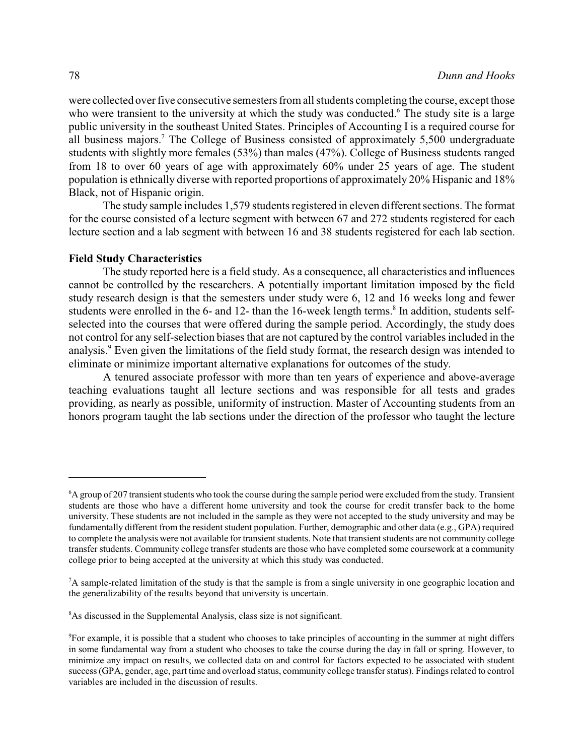were collected over five consecutive semesters from all students completing the course, except those who were transient to the university at which the study was conducted.[6] The study site is a large public university in the southeast United States. Principles of Accounting I is a required course for all business majors.[7] The College of Business consisted of approximately 5,500 undergraduate students with slightly more females (53%) than males (47%). College of Business students ranged from 18 to over 60 years of age with approximately 60% under 25 years of age. The student population is ethnically diverse with reported proportions of approximately 20% Hispanic and 18% Black, not of Hispanic origin.

The study sample includes 1,579 students registered in eleven different sections. The format for the course consisted of a lecture segment with between 67 and 272 students registered for each lecture section and a lab segment with between 16 and 38 students registered for each lab section.

**Field Study Characteristics**

The study reported here is a field study. As a consequence, all characteristics and influences cannot be controlled by the researchers. A potentially important limitation imposed by the field study research design is that the semesters under study were 6, 12 and 16 weeks long and fewer students were enrolled in the 6- and 12- than the 16-week length terms.[8] In addition, students self-selected into the courses that were offered during the sample period. Accordingly, the study does not control for any self-selection biases that are not captured by the control variables included in the analysis.[9] Even given the limitations of the field study format, the research design was intended to eliminate or minimize important alternative explanations for outcomes of the study.

A tenured associate professor with more than ten years of experience and above-average teaching evaluations taught all lecture sections and was responsible for all tests and grades providing, as nearly as possible, uniformity of instruction. Master of Accounting students from an honors program taught the lab sections under the direction of the professor who taught the lecture

---

[6]A group of 207 transient students who took the course during the sample period were excluded from the study. Transient students are those who have a different home university and took the course for credit transfer back to the home university. These students are not included in the sample as they were not accepted to the study university and may be fundamentally different from the resident student population. Further, demographic and other data (e.g., GPA) required to complete the analysis were not available for transient students. Note that transient students are not community college transfer students. Community college transfer students are those who have completed some coursework at a community college prior to being accepted at the university at which this study was conducted.

[7]A sample-related limitation of the study is that the sample is from a single university in one geographic location and the generalizability of the results beyond that university is uncertain.

[8]As discussed in the Supplemental Analysis, class size is not significant.

[9]For example, it is possible that a student who chooses to take principles of accounting in the summer at night differs in some fundamental way from a student who chooses to take the course during the day in fall or spring. However, to minimize any impact on results, we collected data on and control for factors expected to be associated with student success (GPA, gender, age, part time and overload status, community college transfer status). Findings related to control variables are included in the discussion of results.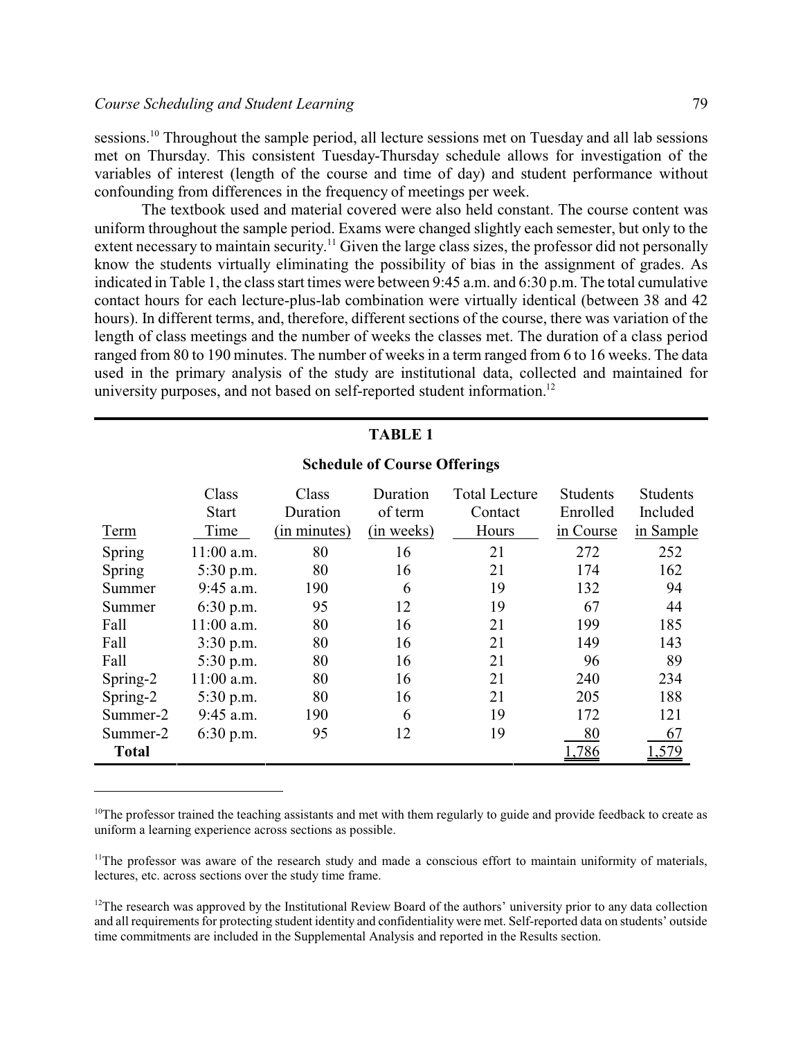sessions.[10] Throughout the sample period, all lecture sessions met on Tuesday and all lab sessions met on Thursday. This consistent Tuesday-Thursday schedule allows for investigation of the variables of interest (length of the course and time of day) and student performance without confounding from differences in the frequency of meetings per week.

The textbook used and material covered were also held constant. The course content was uniform throughout the sample period. Exams were changed slightly each semester, but only to the extent necessary to maintain security.[11] Given the large class sizes, the professor did not personally know the students virtually eliminating the possibility of bias in the assignment of grades. As indicated in Table 1, the class start times were between 9:45 a.m. and 6:30 p.m. The total cumulative contact hours for each lecture-plus-lab combination were virtually identical (between 38 and 42 hours). In different terms, and, therefore, different sections of the course, there was variation of the length of class meetings and the number of weeks the classes met. The duration of a class period ranged from 80 to 190 minutes. The number of weeks in a term ranged from 6 to 16 weeks. The data used in the primary analysis of the study are institutional data, collected and maintained for university purposes, and not based on self-reported student information.[12]

**TABLE 1**

**Schedule of Course Offerings**

| Term | Class Start Time | Class Duration (in minutes) | Duration of term (in weeks) | Total Lecture Contact Hours | Students Enrolled in Course | Students Included in Sample |
|---|---|---|---|---|---|---|
| Spring | 11:00 a.m. | 80 | 16 | 21 | 272 | 252 |
| Spring | 5:30 p.m. | 80 | 16 | 21 | 174 | 162 |
| Summer | 9:45 a.m. | 190 | 6 | 19 | 132 | 94 |
| Summer | 6:30 p.m. | 95 | 12 | 19 | 67 | 44 |
| Fall | 11:00 a.m. | 80 | 16 | 21 | 199 | 185 |
| Fall | 3:30 p.m. | 80 | 16 | 21 | 149 | 143 |
| Fall | 5:30 p.m. | 80 | 16 | 21 | 96 | 89 |
| Spring-2 | 11:00 a.m. | 80 | 16 | 21 | 240 | 234 |
| Spring-2 | 5:30 p.m. | 80 | 16 | 21 | 205 | 188 |
| Summer-2 | 9:45 a.m. | 190 | 6 | 19 | 172 | 121 |
| Summer-2 | 6:30 p.m. | 95 | 12 | 19 | 80 | 67 |
| **Total** | | | | | 1,786 | 1,579 |

[10]The professor trained the teaching assistants and met with them regularly to guide and provide feedback to create as uniform a learning experience across sections as possible.

[11]The professor was aware of the research study and made a conscious effort to maintain uniformity of materials, lectures, etc. across sections over the study time frame.

[12]The research was approved by the Institutional Review Board of the authors' university prior to any data collection and all requirements for protecting student identity and confidentiality were met. Self-reported data on students' outside time commitments are included in the Supplemental Analysis and reported in the Results section.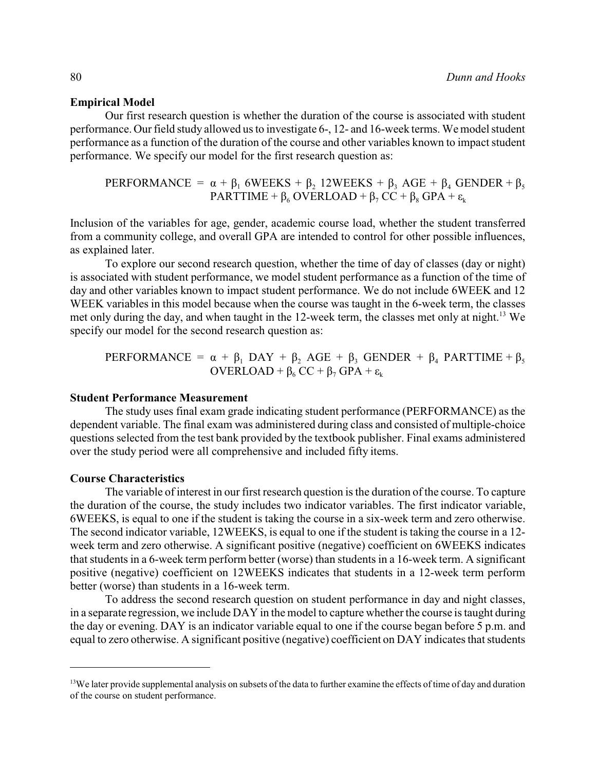### Empirical Model

Our first research question is whether the duration of the course is associated with student performance. Our field study allowed us to investigate 6-, 12- and 16-week terms. We model student performance as a function of the duration of the course and other variables known to impact student performance. We specify our model for the first research question as:

$$\text{PERFORMANCE} = \alpha + \beta_1 \text{ 6WEEKS} + \beta_2 \text{ 12WEEKS} + \beta_3 \text{ AGE} + \beta_4 \text{ GENDER} + \beta_5 \text{ PARTTIME} + \beta_6 \text{ OVERLOAD} + \beta_7 \text{ CC} + \beta_8 \text{ GPA} + \varepsilon_k$$

Inclusion of the variables for age, gender, academic course load, whether the student transferred from a community college, and overall GPA are intended to control for other possible influences, as explained later.

To explore our second research question, whether the time of day of classes (day or night) is associated with student performance, we model student performance as a function of the time of day and other variables known to impact student performance. We do not include 6WEEK and 12 WEEK variables in this model because when the course was taught in the 6-week term, the classes met only during the day, and when taught in the 12-week term, the classes met only at night.[13] We specify our model for the second research question as:

$$\text{PERFORMANCE} = \alpha + \beta_1 \text{ DAY} + \beta_2 \text{ AGE} + \beta_3 \text{ GENDER} + \beta_4 \text{ PARTTIME} + \beta_5 \text{ OVERLOAD} + \beta_6 \text{ CC} + \beta_7 \text{ GPA} + \varepsilon_k$$

### Student Performance Measurement

The study uses final exam grade indicating student performance (PERFORMANCE) as the dependent variable. The final exam was administered during class and consisted of multiple-choice questions selected from the test bank provided by the textbook publisher. Final exams administered over the study period were all comprehensive and included fifty items.

### Course Characteristics

The variable of interest in our first research question is the duration of the course. To capture the duration of the course, the study includes two indicator variables. The first indicator variable, 6WEEKS, is equal to one if the student is taking the course in a six-week term and zero otherwise. The second indicator variable, 12WEEKS, is equal to one if the student is taking the course in a 12-week term and zero otherwise. A significant positive (negative) coefficient on 6WEEKS indicates that students in a 6-week term perform better (worse) than students in a 16-week term. A significant positive (negative) coefficient on 12WEEKS indicates that students in a 12-week term perform better (worse) than students in a 16-week term.

To address the second research question on student performance in day and night classes, in a separate regression, we include DAY in the model to capture whether the course is taught during the day or evening. DAY is an indicator variable equal to one if the course began before 5 p.m. and equal to zero otherwise. A significant positive (negative) coefficient on DAY indicates that students

---

[13] We later provide supplemental analysis on subsets of the data to further examine the effects of time of day and duration of the course on student performance.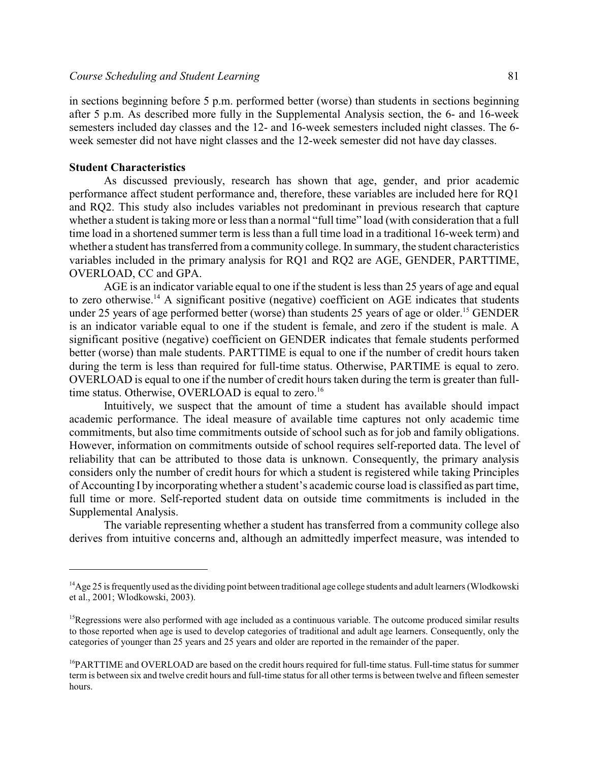in sections beginning before 5 p.m. performed better (worse) than students in sections beginning after 5 p.m. As described more fully in the Supplemental Analysis section, the 6- and 16-week semesters included day classes and the 12- and 16-week semesters included night classes. The 6-week semester did not have night classes and the 12-week semester did not have day classes.

**Student Characteristics**

As discussed previously, research has shown that age, gender, and prior academic performance affect student performance and, therefore, these variables are included here for RQ1 and RQ2. This study also includes variables not predominant in previous research that capture whether a student is taking more or less than a normal "full time" load (with consideration that a full time load in a shortened summer term is less than a full time load in a traditional 16-week term) and whether a student has transferred from a community college. In summary, the student characteristics variables included in the primary analysis for RQ1 and RQ2 are AGE, GENDER, PARTTIME, OVERLOAD, CC and GPA.

AGE is an indicator variable equal to one if the student is less than 25 years of age and equal to zero otherwise.[14] A significant positive (negative) coefficient on AGE indicates that students under 25 years of age performed better (worse) than students 25 years of age or older.[15] GENDER is an indicator variable equal to one if the student is female, and zero if the student is male. A significant positive (negative) coefficient on GENDER indicates that female students performed better (worse) than male students. PARTTIME is equal to one if the number of credit hours taken during the term is less than required for full-time status. Otherwise, PARTIME is equal to zero. OVERLOAD is equal to one if the number of credit hours taken during the term is greater than full-time status. Otherwise, OVERLOAD is equal to zero.[16]

Intuitively, we suspect that the amount of time a student has available should impact academic performance. The ideal measure of available time captures not only academic time commitments, but also time commitments outside of school such as for job and family obligations. However, information on commitments outside of school requires self-reported data. The level of reliability that can be attributed to those data is unknown. Consequently, the primary analysis considers only the number of credit hours for which a student is registered while taking Principles of Accounting I by incorporating whether a student's academic course load is classified as part time, full time or more. Self-reported student data on outside time commitments is included in the Supplemental Analysis.

The variable representing whether a student has transferred from a community college also derives from intuitive concerns and, although an admittedly imperfect measure, was intended to

---

[14] Age 25 is frequently used as the dividing point between traditional age college students and adult learners (Wlodkowski et al., 2001; Wlodkowski, 2003).

[15] Regressions were also performed with age included as a continuous variable. The outcome produced similar results to those reported when age is used to develop categories of traditional and adult age learners. Consequently, only the categories of younger than 25 years and 25 years and older are reported in the remainder of the paper.

[16] PARTTIME and OVERLOAD are based on the credit hours required for full-time status. Full-time status for summer term is between six and twelve credit hours and full-time status for all other terms is between twelve and fifteen semester hours.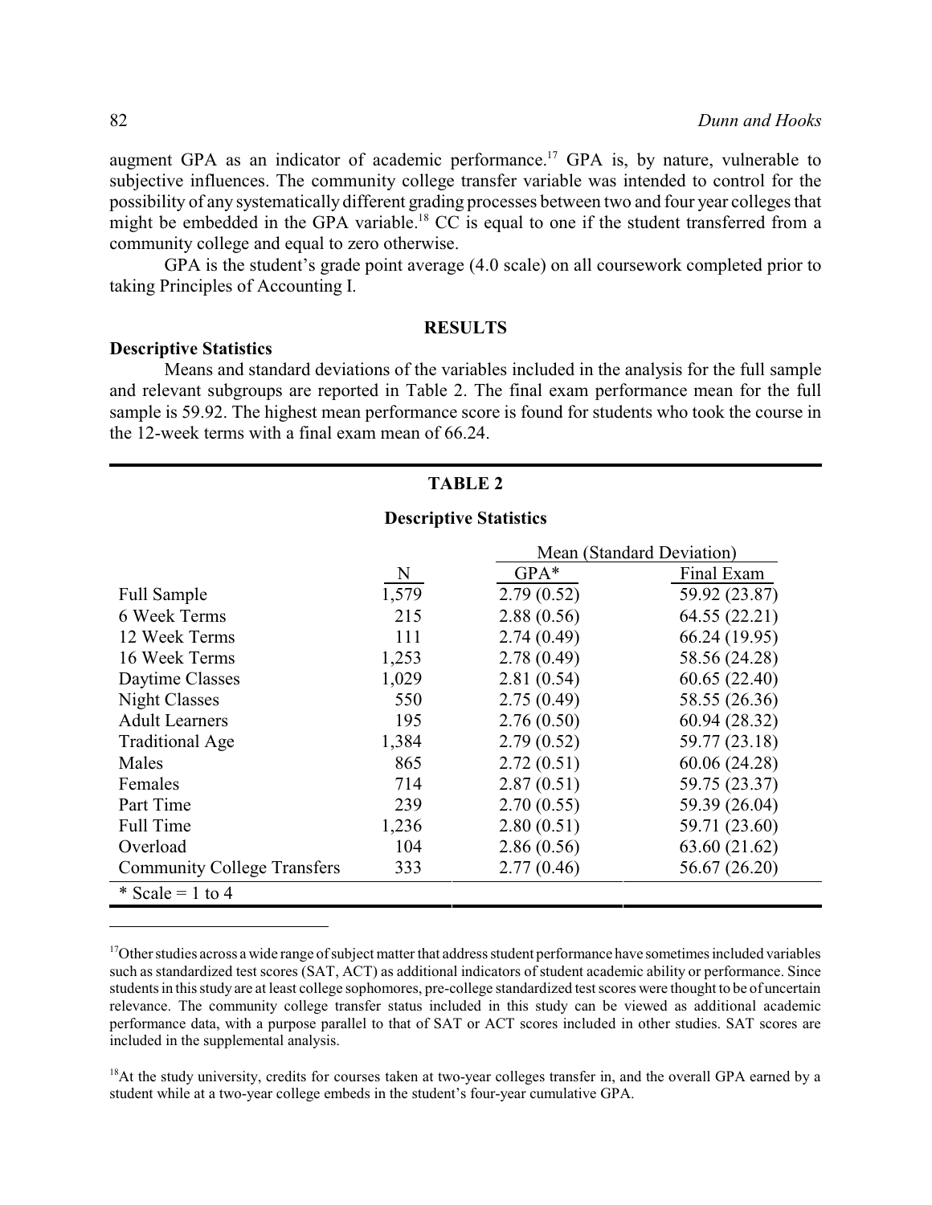augment GPA as an indicator of academic performance.[17] GPA is, by nature, vulnerable to subjective influences. The community college transfer variable was intended to control for the possibility of any systematically different grading processes between two and four year colleges that might be embedded in the GPA variable.[18] CC is equal to one if the student transferred from a community college and equal to zero otherwise.

GPA is the student's grade point average (4.0 scale) on all coursework completed prior to taking Principles of Accounting I.

## RESULTS

### Descriptive Statistics

Means and standard deviations of the variables included in the analysis for the full sample and relevant subgroups are reported in Table 2. The final exam performance mean for the full sample is 59.92. The highest mean performance score is found for students who took the course in the 12-week terms with a final exam mean of 66.24.

**TABLE 2**

**Descriptive Statistics**

| | | Mean (Standard Deviation) | |
|---|---|---|---|
| | N | GPA* | Final Exam |
| Full Sample | 1,579 | 2.79 (0.52) | 59.92 (23.87) |
| 6 Week Terms | 215 | 2.88 (0.56) | 64.55 (22.21) |
| 12 Week Terms | 111 | 2.74 (0.49) | 66.24 (19.95) |
| 16 Week Terms | 1,253 | 2.78 (0.49) | 58.56 (24.28) |
| Daytime Classes | 1,029 | 2.81 (0.54) | 60.65 (22.40) |
| Night Classes | 550 | 2.75 (0.49) | 58.55 (26.36) |
| Adult Learners | 195 | 2.76 (0.50) | 60.94 (28.32) |
| Traditional Age | 1,384 | 2.79 (0.52) | 59.77 (23.18) |
| Males | 865 | 2.72 (0.51) | 60.06 (24.28) |
| Females | 714 | 2.87 (0.51) | 59.75 (23.37) |
| Part Time | 239 | 2.70 (0.55) | 59.39 (26.04) |
| Full Time | 1,236 | 2.80 (0.51) | 59.71 (23.60) |
| Overload | 104 | 2.86 (0.56) | 63.60 (21.62) |
| Community College Transfers | 333 | 2.77 (0.46) | 56.67 (26.20) |

\* Scale = 1 to 4

[17] Other studies across a wide range of subject matter that address student performance have sometimes included variables such as standardized test scores (SAT, ACT) as additional indicators of student academic ability or performance. Since students in this study are at least college sophomores, pre-college standardized test scores were thought to be of uncertain relevance. The community college transfer status included in this study can be viewed as additional academic performance data, with a purpose parallel to that of SAT or ACT scores included in other studies. SAT scores are included in the supplemental analysis.

[18] At the study university, credits for courses taken at two-year colleges transfer in, and the overall GPA earned by a student while at a two-year college embeds in the student's four-year cumulative GPA.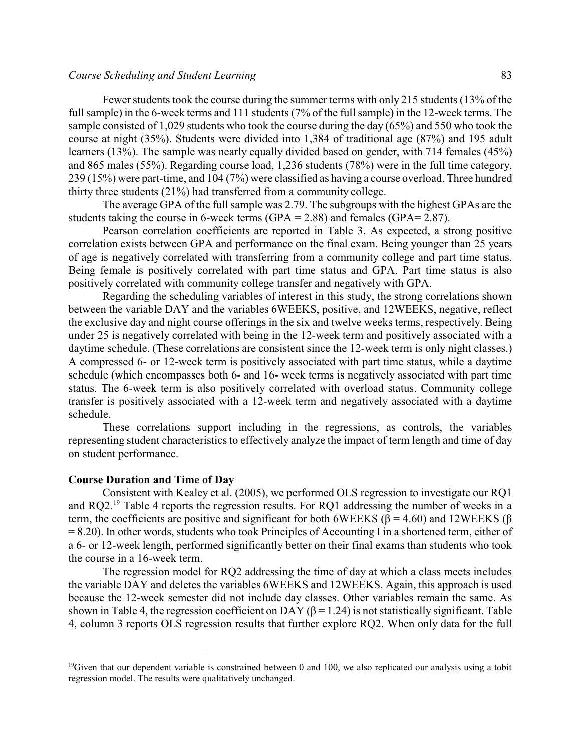Fewer students took the course during the summer terms with only 215 students (13% of the full sample) in the 6-week terms and 111 students (7% of the full sample) in the 12-week terms. The sample consisted of 1,029 students who took the course during the day (65%) and 550 who took the course at night (35%). Students were divided into 1,384 of traditional age (87%) and 195 adult learners (13%). The sample was nearly equally divided based on gender, with 714 females (45%) and 865 males (55%). Regarding course load, 1,236 students (78%) were in the full time category, 239 (15%) were part-time, and 104 (7%) were classified as having a course overload. Three hundred thirty three students (21%) had transferred from a community college.

The average GPA of the full sample was 2.79. The subgroups with the highest GPAs are the students taking the course in 6-week terms (GPA = 2.88) and females (GPA= 2.87).

Pearson correlation coefficients are reported in Table 3. As expected, a strong positive correlation exists between GPA and performance on the final exam. Being younger than 25 years of age is negatively correlated with transferring from a community college and part time status. Being female is positively correlated with part time status and GPA. Part time status is also positively correlated with community college transfer and negatively with GPA.

Regarding the scheduling variables of interest in this study, the strong correlations shown between the variable DAY and the variables 6WEEKS, positive, and 12WEEKS, negative, reflect the exclusive day and night course offerings in the six and twelve weeks terms, respectively. Being under 25 is negatively correlated with being in the 12-week term and positively associated with a daytime schedule. (These correlations are consistent since the 12-week term is only night classes.) A compressed 6- or 12-week term is positively associated with part time status, while a daytime schedule (which encompasses both 6- and 16- week terms is negatively associated with part time status. The 6-week term is also positively correlated with overload status. Community college transfer is positively associated with a 12-week term and negatively associated with a daytime schedule.

These correlations support including in the regressions, as controls, the variables representing student characteristics to effectively analyze the impact of term length and time of day on student performance.

**Course Duration and Time of Day**

Consistent with Kealey et al. (2005), we performed OLS regression to investigate our RQ1 and RQ2.[19] Table 4 reports the regression results. For RQ1 addressing the number of weeks in a term, the coefficients are positive and significant for both 6WEEKS ($\beta = 4.60$) and 12WEEKS ($\beta = 8.20$). In other words, students who took Principles of Accounting I in a shortened term, either of a 6- or 12-week length, performed significantly better on their final exams than students who took the course in a 16-week term.

The regression model for RQ2 addressing the time of day at which a class meets includes the variable DAY and deletes the variables 6WEEKS and 12WEEKS. Again, this approach is used because the 12-week semester did not include day classes. Other variables remain the same. As shown in Table 4, the regression coefficient on DAY ($\beta = 1.24$) is not statistically significant. Table 4, column 3 reports OLS regression results that further explore RQ2. When only data for the full

[19]Given that our dependent variable is constrained between 0 and 100, we also replicated our analysis using a tobit regression model. The results were qualitatively unchanged.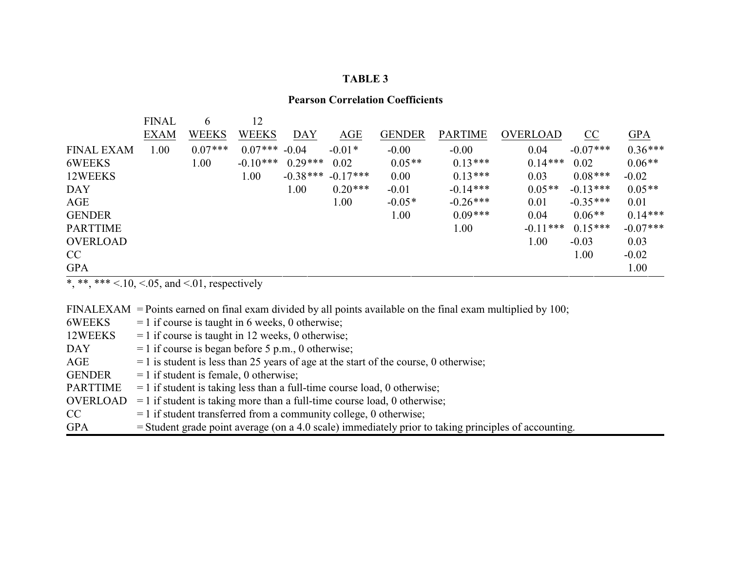**TABLE 3**

**Pearson Correlation Coefficients**

| | FINAL EXAM | 6 WEEKS | 12 WEEKS | DAY | AGE | GENDER | PARTIME | OVERLOAD | CC | GPA |
|---|---|---|---|---|---|---|---|---|---|---|
| FINAL EXAM | 1.00 | 0.07*** | 0.07*** | -0.04 | -0.01* | -0.00 | -0.00 | 0.04 | -0.07*** | 0.36*** |
| 6WEEKS | | 1.00 | -0.10*** | 0.29*** | 0.02 | 0.05** | 0.13*** | 0.14*** | 0.02 | 0.06** |
| 12WEEKS | | | 1.00 | -0.38*** | -0.17*** | 0.00 | 0.13*** | 0.03 | 0.08*** | -0.02 |
| DAY | | | | 1.00 | 0.20*** | -0.01 | -0.14*** | 0.05** | -0.13*** | 0.05** |
| AGE | | | | | 1.00 | -0.05* | -0.26*** | 0.01 | -0.35*** | 0.01 |
| GENDER | | | | | | 1.00 | 0.09*** | 0.04 | 0.06** | 0.14*** |
| PARTTIME | | | | | | | 1.00 | -0.11*** | 0.15*** | -0.07*** |
| OVERLOAD | | | | | | | | 1.00 | -0.03 | 0.03 |
| CC | | | | | | | | | 1.00 | -0.02 |
| GPA | | | | | | | | | | 1.00 |

*, **, *** <.10, <.05, and <.01, respectively

FINALEXAM = Points earned on final exam divided by all points available on the final exam multiplied by 100;
6WEEKS = 1 if course is taught in 6 weeks, 0 otherwise;
12WEEKS = 1 if course is taught in 12 weeks, 0 otherwise;
DAY = 1 if course is began before 5 p.m., 0 otherwise;
AGE = 1 is student is less than 25 years of age at the start of the course, 0 otherwise;
GENDER = 1 if student is female, 0 otherwise;
PARTTIME = 1 if student is taking less than a full-time course load, 0 otherwise;
OVERLOAD = 1 if student is taking more than a full-time course load, 0 otherwise;
CC = 1 if student transferred from a community college, 0 otherwise;
GPA = Student grade point average (on a 4.0 scale) immediately prior to taking principles of accounting.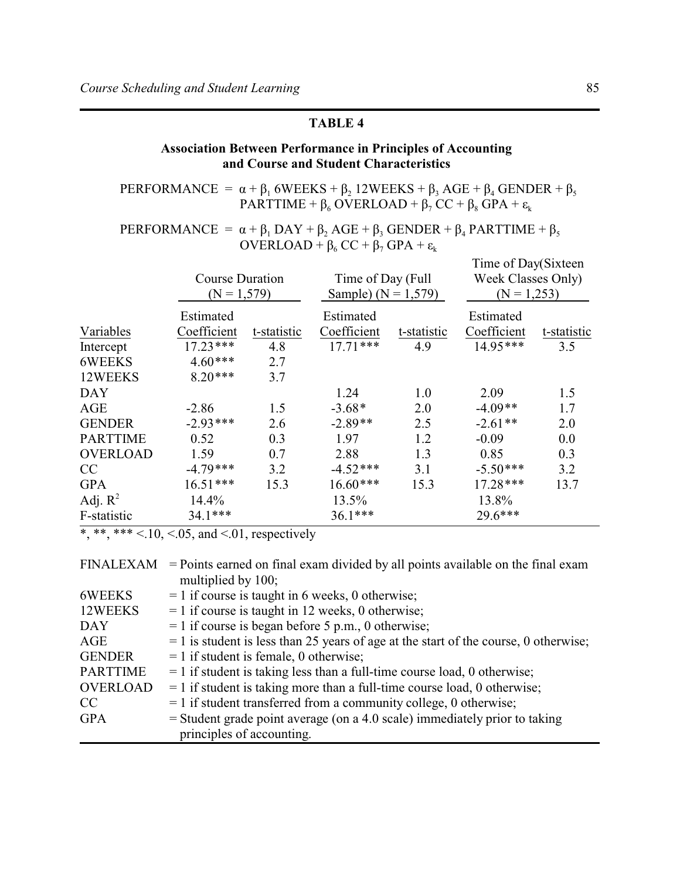**TABLE 4**

**Association Between Performance in Principles of Accounting and Course and Student Characteristics**

$$\text{PERFORMANCE} = \alpha + \beta_1 \text{ 6WEEKS} + \beta_2 \text{ 12WEEKS} + \beta_3 \text{ AGE} + \beta_4 \text{ GENDER} + \beta_5 \text{ PARTTIME} + \beta_6 \text{ OVERLOAD} + \beta_7 \text{ CC} + \beta_8 \text{ GPA} + \varepsilon_k$$

$$\text{PERFORMANCE} = \alpha + \beta_1 \text{ DAY} + \beta_2 \text{ AGE} + \beta_3 \text{ GENDER} + \beta_4 \text{ PARTTIME} + \beta_5 \text{ OVERLOAD} + \beta_6 \text{ CC} + \beta_7 \text{ GPA} + \varepsilon_k$$

| | Course Duration (N = 1,579) | | Time of Day (Full Sample) (N = 1,579) | | Time of Day(Sixteen Week Classes Only) (N = 1,253) | |
|---|---|---|---|---|---|---|
| Variables | Estimated Coefficient | t-statistic | Estimated Coefficient | t-statistic | Estimated Coefficient | t-statistic |
| Intercept | 17.23*** | 4.8 | 17.71*** | 4.9 | 14.95*** | 3.5 |
| 6WEEKS | 4.60*** | 2.7 | | | | |
| 12WEEKS | 8.20*** | 3.7 | | | | |
| DAY | | | 1.24 | 1.0 | 2.09 | 1.5 |
| AGE | -2.86 | 1.5 | -3.68* | 2.0 | -4.09** | 1.7 |
| GENDER | -2.93*** | 2.6 | -2.89** | 2.5 | -2.61** | 2.0 |
| PARTTIME | 0.52 | 0.3 | 1.97 | 1.2 | -0.09 | 0.0 |
| OVERLOAD | 1.59 | 0.7 | 2.88 | 1.3 | 0.85 | 0.3 |
| CC | -4.79*** | 3.2 | -4.52*** | 3.1 | -5.50*** | 3.2 |
| GPA | 16.51*** | 15.3 | 16.60*** | 15.3 | 17.28*** | 13.7 |
| Adj. $R^2$ | 14.4% | | 13.5% | | 13.8% | |
| F-statistic | 34.1*** | | 36.1*** | | 29.6*** | |

*, **, *** <.10, <.05, and <.01, respectively

| | |
|---|---|
| FINALEXAM | = Points earned on final exam divided by all points available on the final exam multiplied by 100; |
| 6WEEKS | = 1 if course is taught in 6 weeks, 0 otherwise; |
| 12WEEKS | = 1 if course is taught in 12 weeks, 0 otherwise; |
| DAY | = 1 if course is began before 5 p.m., 0 otherwise; |
| AGE | = 1 is student is less than 25 years of age at the start of the course, 0 otherwise; |
| GENDER | = 1 if student is female, 0 otherwise; |
| PARTTIME | = 1 if student is taking less than a full-time course load, 0 otherwise; |
| OVERLOAD | = 1 if student is taking more than a full-time course load, 0 otherwise; |
| CC | = 1 if student transferred from a community college, 0 otherwise; |
| GPA | = Student grade point average (on a 4.0 scale) immediately prior to taking principles of accounting. |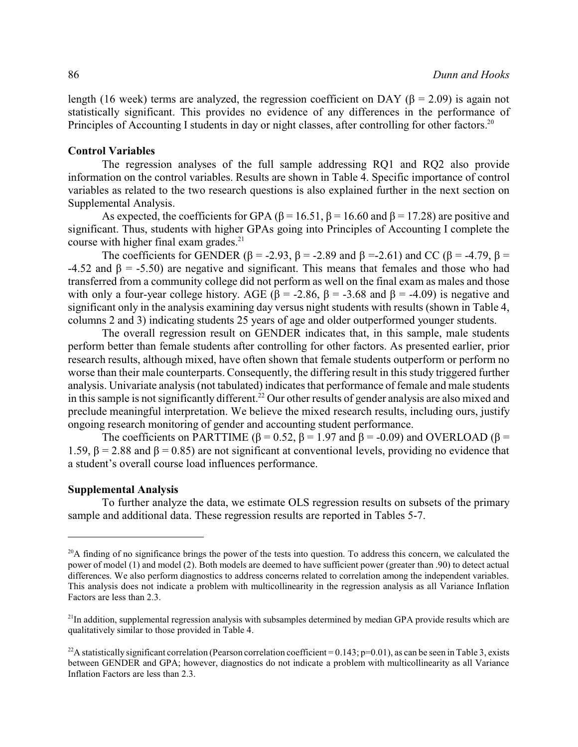length (16 week) terms are analyzed, the regression coefficient on DAY ($\beta = 2.09$) is again not statistically significant. This provides no evidence of any differences in the performance of Principles of Accounting I students in day or night classes, after controlling for other factors.[20]

### Control Variables

The regression analyses of the full sample addressing RQ1 and RQ2 also provide information on the control variables. Results are shown in Table 4. Specific importance of control variables as related to the two research questions is also explained further in the next section on Supplemental Analysis.

As expected, the coefficients for GPA ($\beta = 16.51$, $\beta = 16.60$ and $\beta = 17.28$) are positive and significant. Thus, students with higher GPAs going into Principles of Accounting I complete the course with higher final exam grades.[21]

The coefficients for GENDER ($\beta = -2.93$, $\beta = -2.89$ and $\beta = -2.61$) and CC ($\beta = -4.79$, $\beta = -4.52$ and $\beta = -5.50$) are negative and significant. This means that females and those who had transferred from a community college did not perform as well on the final exam as males and those with only a four-year college history. AGE ($\beta = -2.86$, $\beta = -3.68$ and $\beta = -4.09$) is negative and significant only in the analysis examining day versus night students with results (shown in Table 4, columns 2 and 3) indicating students 25 years of age and older outperformed younger students.

The overall regression result on GENDER indicates that, in this sample, male students perform better than female students after controlling for other factors. As presented earlier, prior research results, although mixed, have often shown that female students outperform or perform no worse than their male counterparts. Consequently, the differing result in this study triggered further analysis. Univariate analysis (not tabulated) indicates that performance of female and male students in this sample is not significantly different.[22] Our other results of gender analysis are also mixed and preclude meaningful interpretation. We believe the mixed research results, including ours, justify ongoing research monitoring of gender and accounting student performance.

The coefficients on PARTTIME ($\beta = 0.52$, $\beta = 1.97$ and $\beta = -0.09$) and OVERLOAD ($\beta = 1.59$, $\beta = 2.88$ and $\beta = 0.85$) are not significant at conventional levels, providing no evidence that a student's overall course load influences performance.

### Supplemental Analysis

To further analyze the data, we estimate OLS regression results on subsets of the primary sample and additional data. These regression results are reported in Tables 5-7.

---

[20]A finding of no significance brings the power of the tests into question. To address this concern, we calculated the power of model (1) and model (2). Both models are deemed to have sufficient power (greater than .90) to detect actual differences. We also perform diagnostics to address concerns related to correlation among the independent variables. This analysis does not indicate a problem with multicollinearity in the regression analysis as all Variance Inflation Factors are less than 2.3.

[21]In addition, supplemental regression analysis with subsamples determined by median GPA provide results which are qualitatively similar to those provided in Table 4.

[22]A statistically significant correlation (Pearson correlation coefficient = 0.143; p=0.01), as can be seen in Table 3, exists between GENDER and GPA; however, diagnostics do not indicate a problem with multicollinearity as all Variance Inflation Factors are less than 2.3.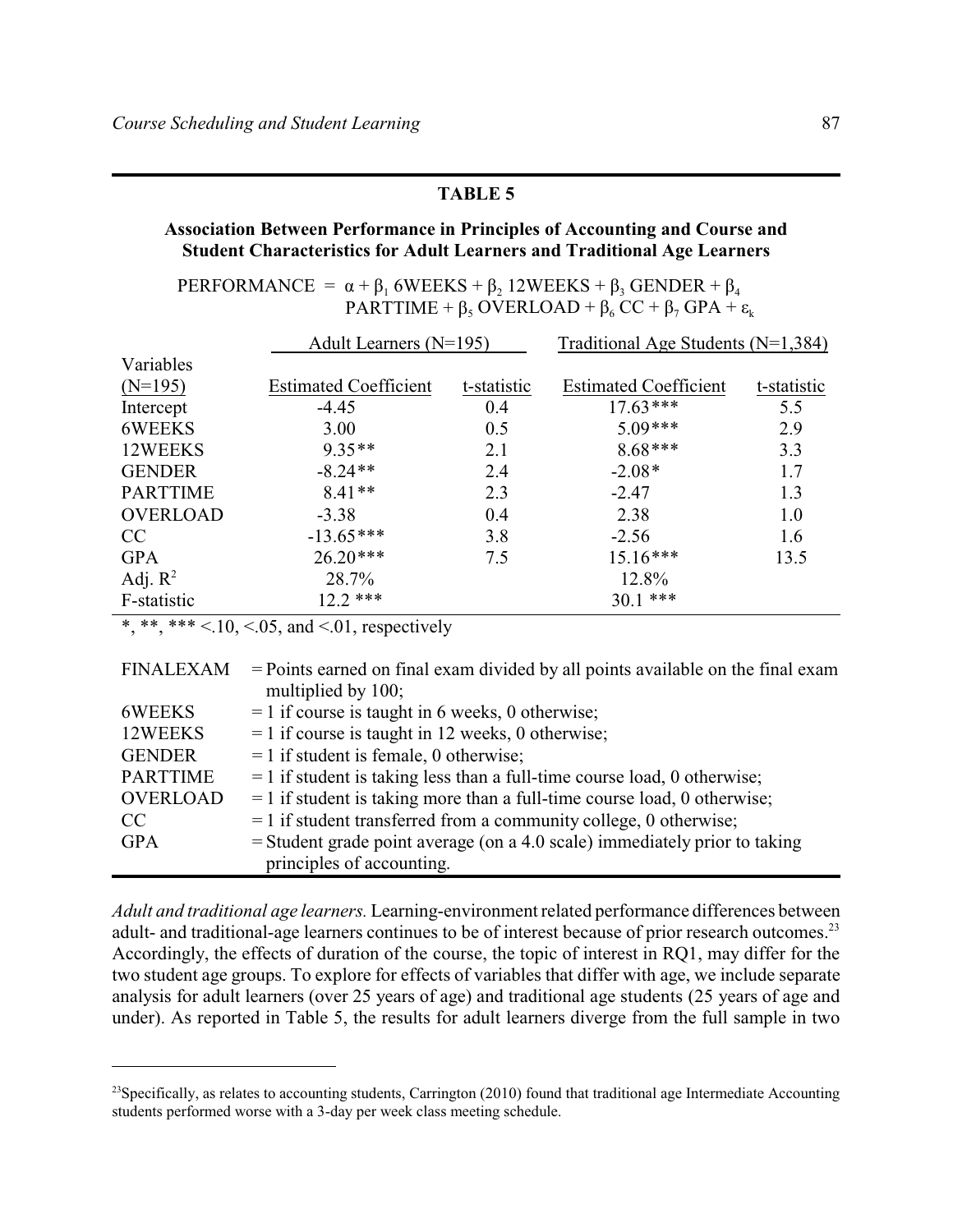**TABLE 5**

**Association Between Performance in Principles of Accounting and Course and Student Characteristics for Adult Learners and Traditional Age Learners**

$$\text{PERFORMANCE} = \alpha + \beta_1 \text{ 6WEEKS} + \beta_2 \text{ 12WEEKS} + \beta_3 \text{ GENDER} + \beta_4 \text{ PARTTIME} + \beta_5 \text{ OVERLOAD} + \beta_6 \text{ CC} + \beta_7 \text{ GPA} + \varepsilon_k$$

| Variables (N=195) | Adult Learners (N=195) Estimated Coefficient | t-statistic | Traditional Age Students (N=1,384) Estimated Coefficient | t-statistic |
|---|---|---|---|---|
| Intercept | -4.45 | 0.4 | 17.63*** | 5.5 |
| 6WEEKS | 3.00 | 0.5 | 5.09*** | 2.9 |
| 12WEEKS | 9.35** | 2.1 | 8.68*** | 3.3 |
| GENDER | -8.24** | 2.4 | -2.08* | 1.7 |
| PARTTIME | 8.41** | 2.3 | -2.47 | 1.3 |
| OVERLOAD | -3.38 | 0.4 | 2.38 | 1.0 |
| CC | -13.65*** | 3.8 | -2.56 | 1.6 |
| GPA | 26.20*** | 7.5 | 15.16*** | 13.5 |
| Adj. $R^2$ | 28.7% | | 12.8% | |
| F-statistic | 12.2 *** | | 30.1 *** | |

*, **, *** <.10, <.05, and <.01, respectively

| | |
|---|---|
| FINALEXAM | = Points earned on final exam divided by all points available on the final exam multiplied by 100; |
| 6WEEKS | = 1 if course is taught in 6 weeks, 0 otherwise; |
| 12WEEKS | = 1 if course is taught in 12 weeks, 0 otherwise; |
| GENDER | = 1 if student is female, 0 otherwise; |
| PARTTIME | = 1 if student is taking less than a full-time course load, 0 otherwise; |
| OVERLOAD | = 1 if student is taking more than a full-time course load, 0 otherwise; |
| CC | = 1 if student transferred from a community college, 0 otherwise; |
| GPA | = Student grade point average (on a 4.0 scale) immediately prior to taking principles of accounting. |

*Adult and traditional age learners.* Learning-environment related performance differences between adult- and traditional-age learners continues to be of interest because of prior research outcomes.[23] Accordingly, the effects of duration of the course, the topic of interest in RQ1, may differ for the two student age groups. To explore for effects of variables that differ with age, we include separate analysis for adult learners (over 25 years of age) and traditional age students (25 years of age and under). As reported in Table 5, the results for adult learners diverge from the full sample in two

[23]Specifically, as relates to accounting students, Carrington (2010) found that traditional age Intermediate Accounting students performed worse with a 3-day per week class meeting schedule.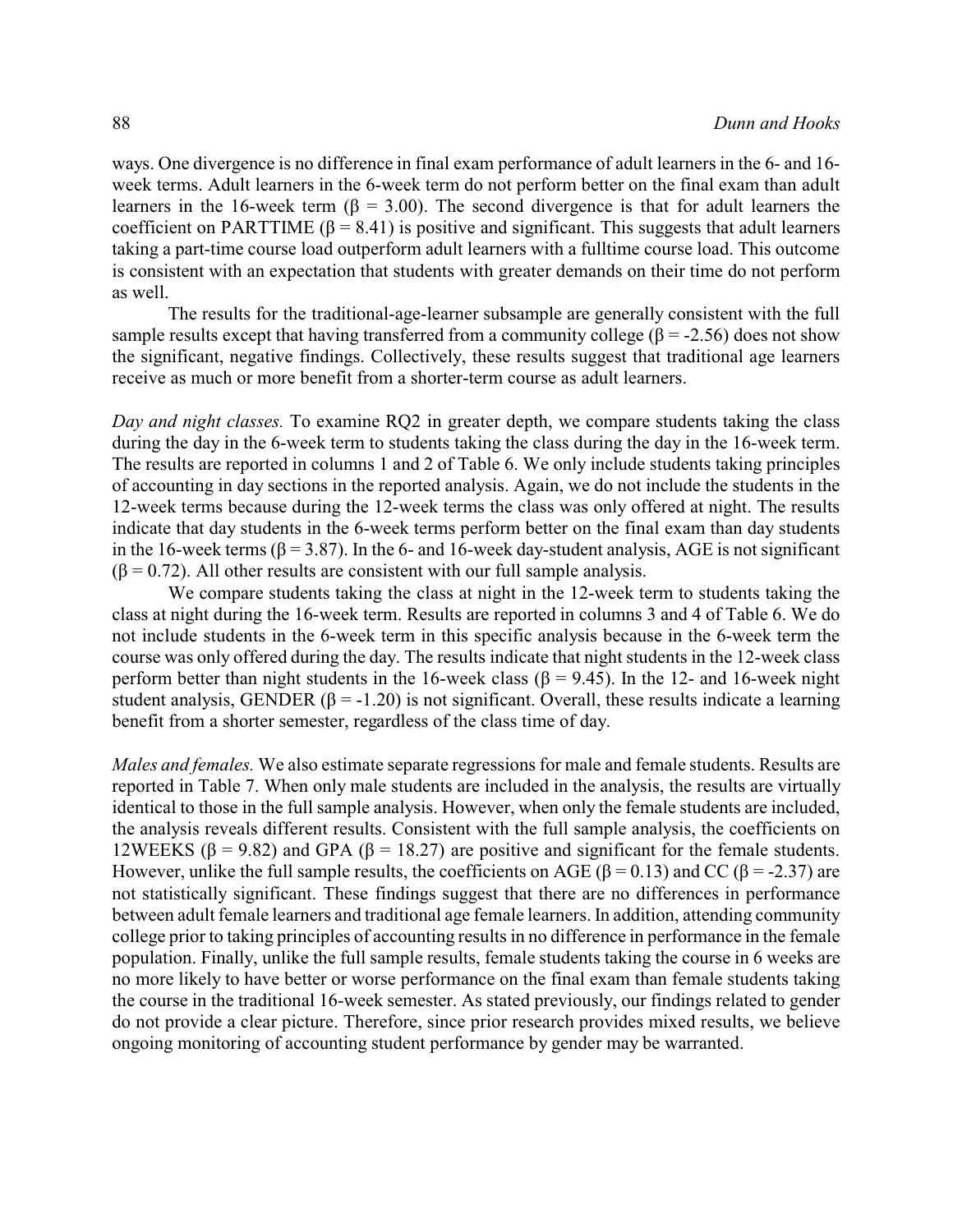ways. One divergence is no difference in final exam performance of adult learners in the 6- and 16-week terms. Adult learners in the 6-week term do not perform better on the final exam than adult learners in the 16-week term ($\beta = 3.00$). The second divergence is that for adult learners the coefficient on PARTTIME ($\beta = 8.41$) is positive and significant. This suggests that adult learners taking a part-time course load outperform adult learners with a fulltime course load. This outcome is consistent with an expectation that students with greater demands on their time do not perform as well.

The results for the traditional-age-learner subsample are generally consistent with the full sample results except that having transferred from a community college ($\beta = -2.56$) does not show the significant, negative findings. Collectively, these results suggest that traditional age learners receive as much or more benefit from a shorter-term course as adult learners.

*Day and night classes.* To examine RQ2 in greater depth, we compare students taking the class during the day in the 6-week term to students taking the class during the day in the 16-week term. The results are reported in columns 1 and 2 of Table 6. We only include students taking principles of accounting in day sections in the reported analysis. Again, we do not include the students in the 12-week terms because during the 12-week terms the class was only offered at night. The results indicate that day students in the 6-week terms perform better on the final exam than day students in the 16-week terms ($\beta = 3.87$). In the 6- and 16-week day-student analysis, AGE is not significant ($\beta = 0.72$). All other results are consistent with our full sample analysis.

We compare students taking the class at night in the 12-week term to students taking the class at night during the 16-week term. Results are reported in columns 3 and 4 of Table 6. We do not include students in the 6-week term in this specific analysis because in the 6-week term the course was only offered during the day. The results indicate that night students in the 12-week class perform better than night students in the 16-week class ($\beta = 9.45$). In the 12- and 16-week night student analysis, GENDER ($\beta = -1.20$) is not significant. Overall, these results indicate a learning benefit from a shorter semester, regardless of the class time of day.

*Males and females.* We also estimate separate regressions for male and female students. Results are reported in Table 7. When only male students are included in the analysis, the results are virtually identical to those in the full sample analysis. However, when only the female students are included, the analysis reveals different results. Consistent with the full sample analysis, the coefficients on 12WEEKS ($\beta = 9.82$) and GPA ($\beta = 18.27$) are positive and significant for the female students. However, unlike the full sample results, the coefficients on AGE ($\beta = 0.13$) and CC ($\beta = -2.37$) are not statistically significant. These findings suggest that there are no differences in performance between adult female learners and traditional age female learners. In addition, attending community college prior to taking principles of accounting results in no difference in performance in the female population. Finally, unlike the full sample results, female students taking the course in 6 weeks are no more likely to have better or worse performance on the final exam than female students taking the course in the traditional 16-week semester. As stated previously, our findings related to gender do not provide a clear picture. Therefore, since prior research provides mixed results, we believe ongoing monitoring of accounting student performance by gender may be warranted.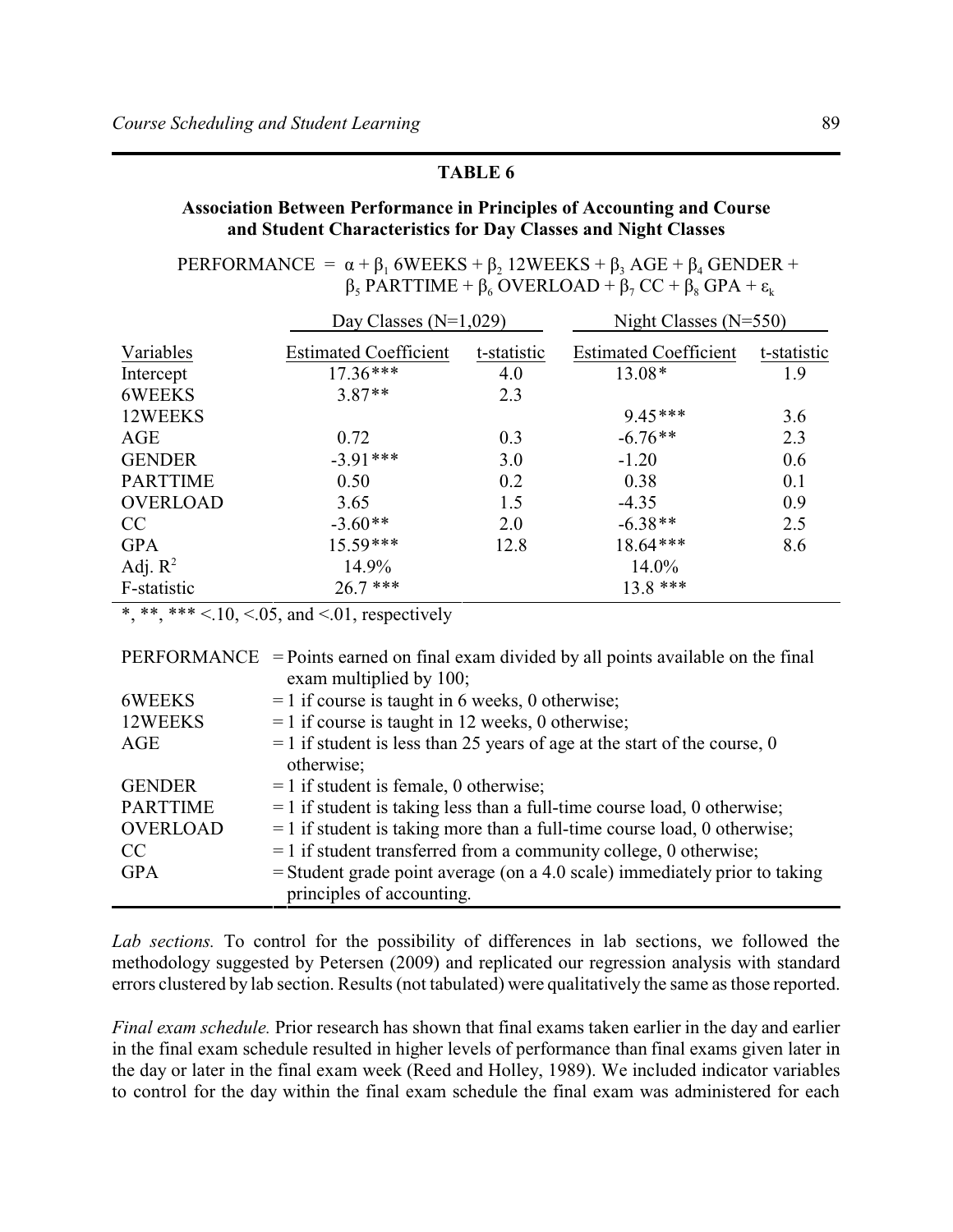**TABLE 6**

**Association Between Performance in Principles of Accounting and Course and Student Characteristics for Day Classes and Night Classes**

$$\text{PERFORMANCE} = \alpha + \beta_1 \text{ 6WEEKS} + \beta_2 \text{ 12WEEKS} + \beta_3 \text{ AGE} + \beta_4 \text{ GENDER} + \beta_5 \text{ PARTTIME} + \beta_6 \text{ OVERLOAD} + \beta_7 \text{ CC} + \beta_8 \text{ GPA} + \varepsilon_k$$

| | Day Classes (N=1,029) | | Night Classes (N=550) | |
|---|---|---|---|---|
| Variables | Estimated Coefficient | t-statistic | Estimated Coefficient | t-statistic |
| Intercept | 17.36*** | 4.0 | 13.08* | 1.9 |
| 6WEEKS | 3.87** | 2.3 | | |
| 12WEEKS | | | 9.45*** | 3.6 |
| AGE | 0.72 | 0.3 | -6.76** | 2.3 |
| GENDER | -3.91*** | 3.0 | -1.20 | 0.6 |
| PARTTIME | 0.50 | 0.2 | 0.38 | 0.1 |
| OVERLOAD | 3.65 | 1.5 | -4.35 | 0.9 |
| CC | -3.60** | 2.0 | -6.38** | 2.5 |
| GPA | 15.59*** | 12.8 | 18.64*** | 8.6 |
| Adj. $R^2$ | 14.9% | | 14.0% | |
| F-statistic | 26.7 *** | | 13.8 *** | |

*, **, *** <.10, <.05, and <.01, respectively

| | |
|---|---|
| PERFORMANCE | = Points earned on final exam divided by all points available on the final exam multiplied by 100; |
| 6WEEKS | = 1 if course is taught in 6 weeks, 0 otherwise; |
| 12WEEKS | = 1 if course is taught in 12 weeks, 0 otherwise; |
| AGE | = 1 if student is less than 25 years of age at the start of the course, 0 otherwise; |
| GENDER | = 1 if student is female, 0 otherwise; |
| PARTTIME | = 1 if student is taking less than a full-time course load, 0 otherwise; |
| OVERLOAD | = 1 if student is taking more than a full-time course load, 0 otherwise; |
| CC | = 1 if student transferred from a community college, 0 otherwise; |
| GPA | = Student grade point average (on a 4.0 scale) immediately prior to taking principles of accounting. |

*Lab sections.* To control for the possibility of differences in lab sections, we followed the methodology suggested by Petersen (2009) and replicated our regression analysis with standard errors clustered by lab section. Results (not tabulated) were qualitatively the same as those reported.

*Final exam schedule.* Prior research has shown that final exams taken earlier in the day and earlier in the final exam schedule resulted in higher levels of performance than final exams given later in the day or later in the final exam week (Reed and Holley, 1989). We included indicator variables to control for the day within the final exam schedule the final exam was administered for each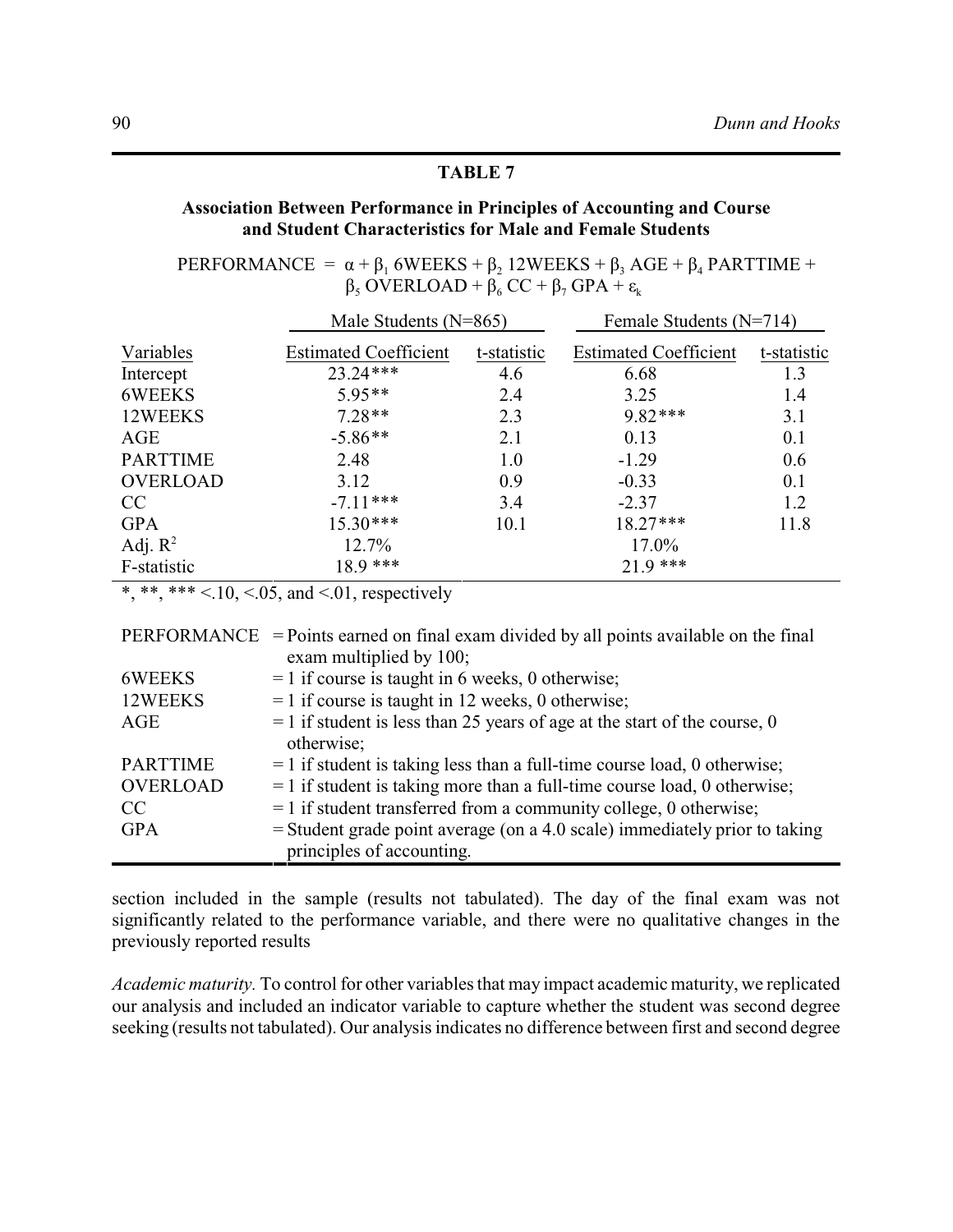**TABLE 7**

**Association Between Performance in Principles of Accounting and Course and Student Characteristics for Male and Female Students**

$$\text{PERFORMANCE} = \alpha + \beta_1 \text{ 6WEEKS} + \beta_2 \text{ 12WEEKS} + \beta_3 \text{ AGE} + \beta_4 \text{ PARTTIME} + \beta_5 \text{ OVERLOAD} + \beta_6 \text{ CC} + \beta_7 \text{ GPA} + \varepsilon_k$$

| | Male Students (N=865) | | Female Students (N=714) | |
|---|---|---|---|---|
| Variables | Estimated Coefficient | t-statistic | Estimated Coefficient | t-statistic |
| Intercept | 23.24*** | 4.6 | 6.68 | 1.3 |
| 6WEEKS | 5.95** | 2.4 | 3.25 | 1.4 |
| 12WEEKS | 7.28** | 2.3 | 9.82*** | 3.1 |
| AGE | -5.86** | 2.1 | 0.13 | 0.1 |
| PARTTIME | 2.48 | 1.0 | -1.29 | 0.6 |
| OVERLOAD | 3.12 | 0.9 | -0.33 | 0.1 |
| CC | -7.11*** | 3.4 | -2.37 | 1.2 |
| GPA | 15.30*** | 10.1 | 18.27*** | 11.8 |
| Adj. $R^2$ | 12.7% | | 17.0% | |
| F-statistic | 18.9 *** | | 21.9 *** | |

*, **, *** <.10, <.05, and <.01, respectively

| | |
|---|---|
| PERFORMANCE | = Points earned on final exam divided by all points available on the final exam multiplied by 100; |
| 6WEEKS | = 1 if course is taught in 6 weeks, 0 otherwise; |
| 12WEEKS | = 1 if course is taught in 12 weeks, 0 otherwise; |
| AGE | = 1 if student is less than 25 years of age at the start of the course, 0 otherwise; |
| PARTTIME | = 1 if student is taking less than a full-time course load, 0 otherwise; |
| OVERLOAD | = 1 if student is taking more than a full-time course load, 0 otherwise; |
| CC | = 1 if student transferred from a community college, 0 otherwise; |
| GPA | = Student grade point average (on a 4.0 scale) immediately prior to taking principles of accounting. |

section included in the sample (results not tabulated). The day of the final exam was not significantly related to the performance variable, and there were no qualitative changes in the previously reported results

*Academic maturity.* To control for other variables that may impact academic maturity, we replicated our analysis and included an indicator variable to capture whether the student was second degree seeking (results not tabulated). Our analysis indicates no difference between first and second degree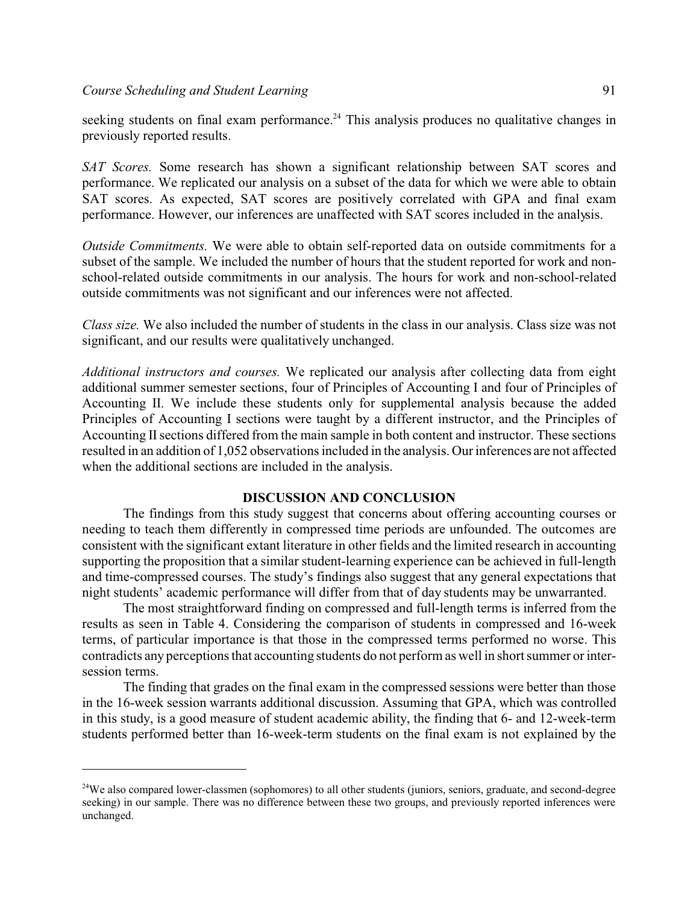seeking students on final exam performance.[24] This analysis produces no qualitative changes in previously reported results.

*SAT Scores.* Some research has shown a significant relationship between SAT scores and performance. We replicated our analysis on a subset of the data for which we were able to obtain SAT scores. As expected, SAT scores are positively correlated with GPA and final exam performance. However, our inferences are unaffected with SAT scores included in the analysis.

*Outside Commitments.* We were able to obtain self-reported data on outside commitments for a subset of the sample. We included the number of hours that the student reported for work and non-school-related outside commitments in our analysis. The hours for work and non-school-related outside commitments was not significant and our inferences were not affected.

*Class size.* We also included the number of students in the class in our analysis. Class size was not significant, and our results were qualitatively unchanged.

*Additional instructors and courses.* We replicated our analysis after collecting data from eight additional summer semester sections, four of Principles of Accounting I and four of Principles of Accounting II. We include these students only for supplemental analysis because the added Principles of Accounting I sections were taught by a different instructor, and the Principles of Accounting II sections differed from the main sample in both content and instructor. These sections resulted in an addition of 1,052 observations included in the analysis. Our inferences are not affected when the additional sections are included in the analysis.

## DISCUSSION AND CONCLUSION

The findings from this study suggest that concerns about offering accounting courses or needing to teach them differently in compressed time periods are unfounded. The outcomes are consistent with the significant extant literature in other fields and the limited research in accounting supporting the proposition that a similar student-learning experience can be achieved in full-length and time-compressed courses. The study's findings also suggest that any general expectations that night students' academic performance will differ from that of day students may be unwarranted.

The most straightforward finding on compressed and full-length terms is inferred from the results as seen in Table 4. Considering the comparison of students in compressed and 16-week terms, of particular importance is that those in the compressed terms performed no worse. This contradicts any perceptions that accounting students do not perform as well in short summer or inter-session terms.

The finding that grades on the final exam in the compressed sessions were better than those in the 16-week session warrants additional discussion. Assuming that GPA, which was controlled in this study, is a good measure of student academic ability, the finding that 6- and 12-week-term students performed better than 16-week-term students on the final exam is not explained by the

[24]We also compared lower-classmen (sophomores) to all other students (juniors, seniors, graduate, and second-degree seeking) in our sample. There was no difference between these two groups, and previously reported inferences were unchanged.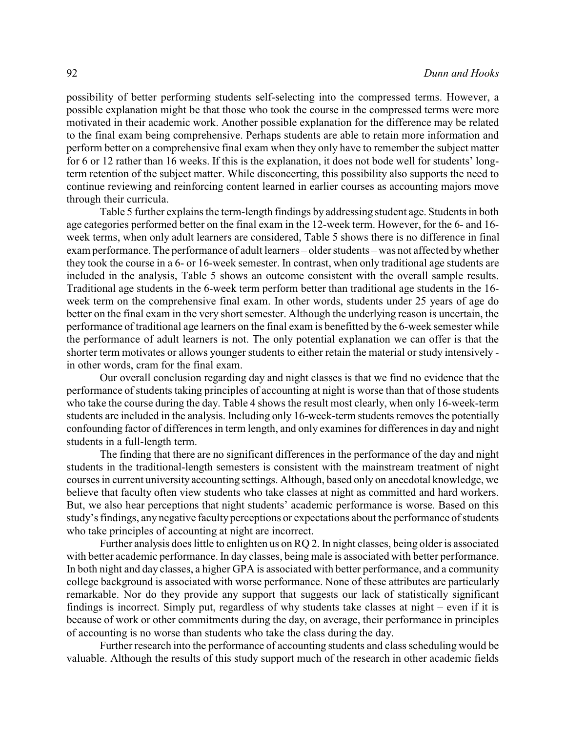possibility of better performing students self-selecting into the compressed terms. However, a possible explanation might be that those who took the course in the compressed terms were more motivated in their academic work. Another possible explanation for the difference may be related to the final exam being comprehensive. Perhaps students are able to retain more information and perform better on a comprehensive final exam when they only have to remember the subject matter for 6 or 12 rather than 16 weeks. If this is the explanation, it does not bode well for students' long-term retention of the subject matter. While disconcerting, this possibility also supports the need to continue reviewing and reinforcing content learned in earlier courses as accounting majors move through their curricula.

Table 5 further explains the term-length findings by addressing student age. Students in both age categories performed better on the final exam in the 12-week term. However, for the 6- and 16-week terms, when only adult learners are considered, Table 5 shows there is no difference in final exam performance. The performance of adult learners – older students – was not affected by whether they took the course in a 6- or 16-week semester. In contrast, when only traditional age students are included in the analysis, Table 5 shows an outcome consistent with the overall sample results. Traditional age students in the 6-week term perform better than traditional age students in the 16-week term on the comprehensive final exam. In other words, students under 25 years of age do better on the final exam in the very short semester. Although the underlying reason is uncertain, the performance of traditional age learners on the final exam is benefitted by the 6-week semester while the performance of adult learners is not. The only potential explanation we can offer is that the shorter term motivates or allows younger students to either retain the material or study intensively - in other words, cram for the final exam.

Our overall conclusion regarding day and night classes is that we find no evidence that the performance of students taking principles of accounting at night is worse than that of those students who take the course during the day. Table 4 shows the result most clearly, when only 16-week-term students are included in the analysis. Including only 16-week-term students removes the potentially confounding factor of differences in term length, and only examines for differences in day and night students in a full-length term.

The finding that there are no significant differences in the performance of the day and night students in the traditional-length semesters is consistent with the mainstream treatment of night courses in current university accounting settings. Although, based only on anecdotal knowledge, we believe that faculty often view students who take classes at night as committed and hard workers. But, we also hear perceptions that night students' academic performance is worse. Based on this study's findings, any negative faculty perceptions or expectations about the performance of students who take principles of accounting at night are incorrect.

Further analysis does little to enlighten us on RQ 2. In night classes, being older is associated with better academic performance. In day classes, being male is associated with better performance. In both night and day classes, a higher GPA is associated with better performance, and a community college background is associated with worse performance. None of these attributes are particularly remarkable. Nor do they provide any support that suggests our lack of statistically significant findings is incorrect. Simply put, regardless of why students take classes at night – even if it is because of work or other commitments during the day, on average, their performance in principles of accounting is no worse than students who take the class during the day.

Further research into the performance of accounting students and class scheduling would be valuable. Although the results of this study support much of the research in other academic fields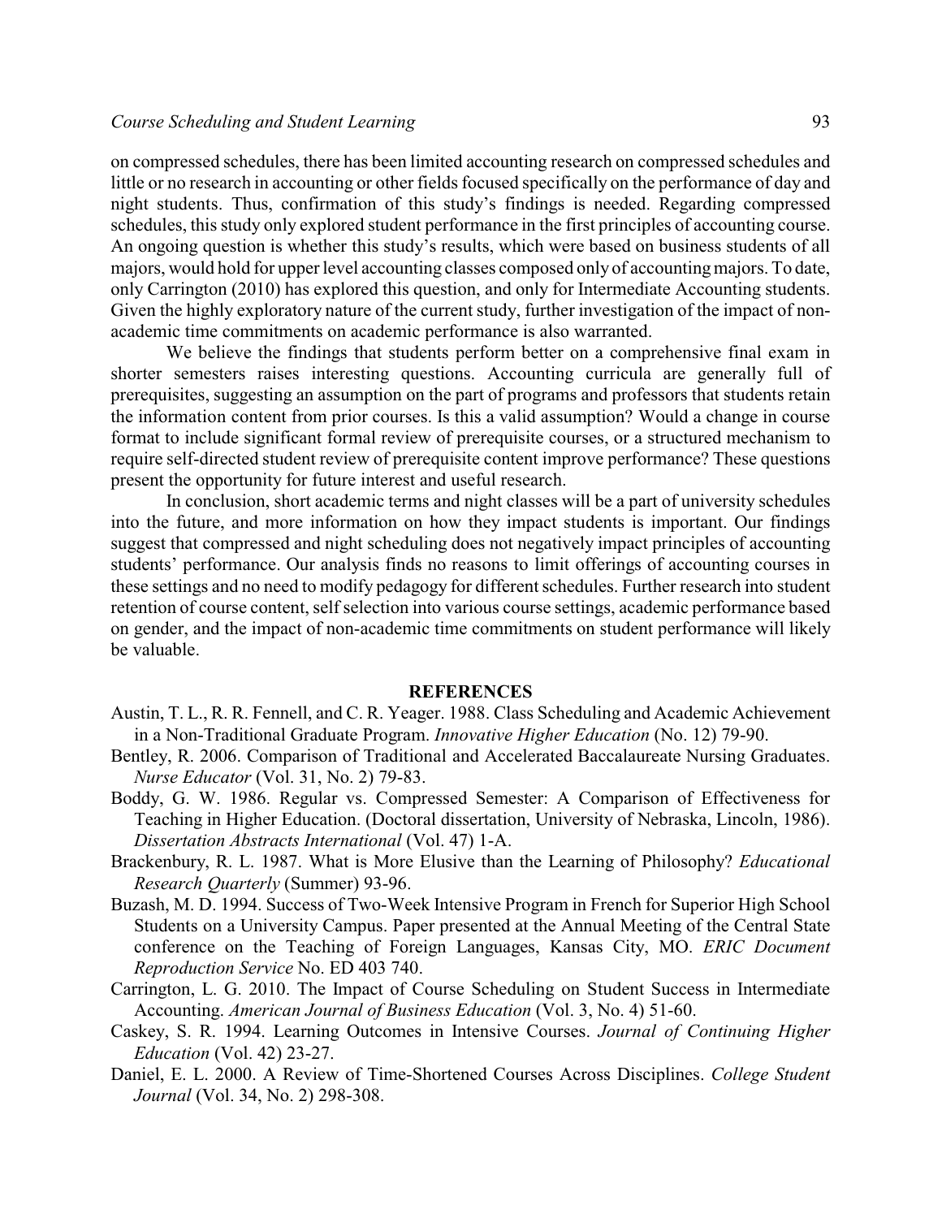on compressed schedules, there has been limited accounting research on compressed schedules and little or no research in accounting or other fields focused specifically on the performance of day and night students. Thus, confirmation of this study's findings is needed. Regarding compressed schedules, this study only explored student performance in the first principles of accounting course. An ongoing question is whether this study's results, which were based on business students of all majors, would hold for upper level accounting classes composed only of accounting majors. To date, only Carrington (2010) has explored this question, and only for Intermediate Accounting students. Given the highly exploratory nature of the current study, further investigation of the impact of non-academic time commitments on academic performance is also warranted.

We believe the findings that students perform better on a comprehensive final exam in shorter semesters raises interesting questions. Accounting curricula are generally full of prerequisites, suggesting an assumption on the part of programs and professors that students retain the information content from prior courses. Is this a valid assumption? Would a change in course format to include significant formal review of prerequisite courses, or a structured mechanism to require self-directed student review of prerequisite content improve performance? These questions present the opportunity for future interest and useful research.

In conclusion, short academic terms and night classes will be a part of university schedules into the future, and more information on how they impact students is important. Our findings suggest that compressed and night scheduling does not negatively impact principles of accounting students' performance. Our analysis finds no reasons to limit offerings of accounting courses in these settings and no need to modify pedagogy for different schedules. Further research into student retention of course content, self selection into various course settings, academic performance based on gender, and the impact of non-academic time commitments on student performance will likely be valuable.

## REFERENCES

Austin, T. L., R. R. Fennell, and C. R. Yeager. 1988. Class Scheduling and Academic Achievement in a Non-Traditional Graduate Program. *Innovative Higher Education* (No. 12) 79-90.

Bentley, R. 2006. Comparison of Traditional and Accelerated Baccalaureate Nursing Graduates. *Nurse Educator* (Vol. 31, No. 2) 79-83.

Boddy, G. W. 1986. Regular vs. Compressed Semester: A Comparison of Effectiveness for Teaching in Higher Education. (Doctoral dissertation, University of Nebraska, Lincoln, 1986). *Dissertation Abstracts International* (Vol. 47) 1-A.

Brackenbury, R. L. 1987. What is More Elusive than the Learning of Philosophy? *Educational Research Quarterly* (Summer) 93-96.

Buzash, M. D. 1994. Success of Two-Week Intensive Program in French for Superior High School Students on a University Campus. Paper presented at the Annual Meeting of the Central State conference on the Teaching of Foreign Languages, Kansas City, MO. *ERIC Document Reproduction Service* No. ED 403 740.

Carrington, L. G. 2010. The Impact of Course Scheduling on Student Success in Intermediate Accounting. *American Journal of Business Education* (Vol. 3, No. 4) 51-60.

Caskey, S. R. 1994. Learning Outcomes in Intensive Courses. *Journal of Continuing Higher Education* (Vol. 42) 23-27.

Daniel, E. L. 2000. A Review of Time-Shortened Courses Across Disciplines. *College Student Journal* (Vol. 34, No. 2) 298-308.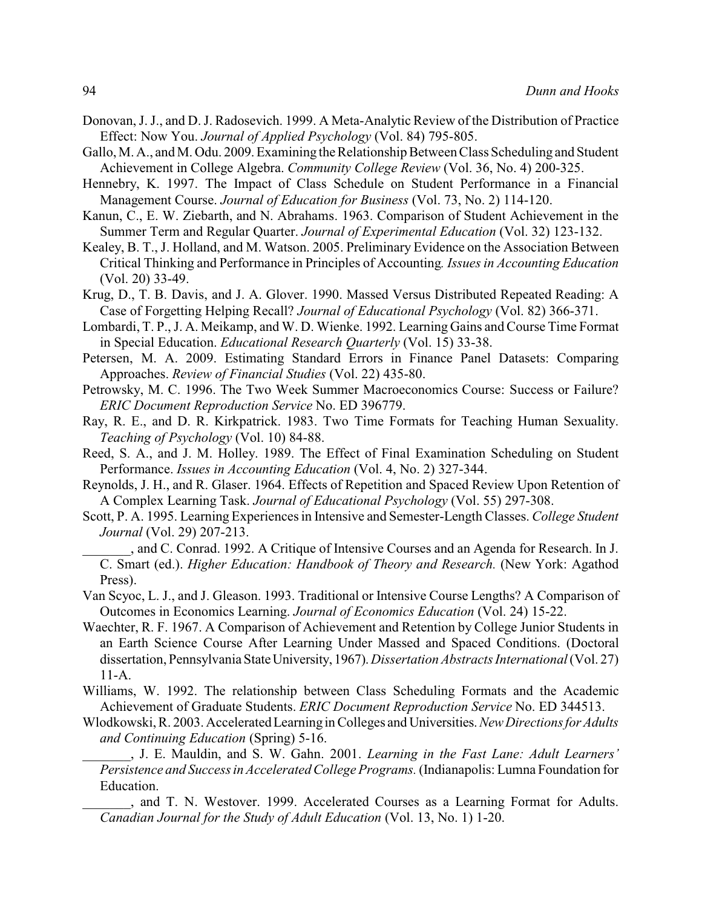Donovan, J. J., and D. J. Radosevich. 1999. A Meta-Analytic Review of the Distribution of Practice Effect: Now You. *Journal of Applied Psychology* (Vol. 84) 795-805.

Gallo, M. A., and M. Odu. 2009. Examining the Relationship Between Class Scheduling and Student Achievement in College Algebra. *Community College Review* (Vol. 36, No. 4) 200-325.

Hennebry, K. 1997. The Impact of Class Schedule on Student Performance in a Financial Management Course. *Journal of Education for Business* (Vol. 73, No. 2) 114-120.

Kanun, C., E. W. Ziebarth, and N. Abrahams. 1963. Comparison of Student Achievement in the Summer Term and Regular Quarter. *Journal of Experimental Education* (Vol. 32) 123-132.

Kealey, B. T., J. Holland, and M. Watson. 2005. Preliminary Evidence on the Association Between Critical Thinking and Performance in Principles of Accounting*. Issues in Accounting Education* (Vol. 20) 33-49.

Krug, D., T. B. Davis, and J. A. Glover. 1990. Massed Versus Distributed Repeated Reading: A Case of Forgetting Helping Recall? *Journal of Educational Psychology* (Vol. 82) 366-371.

Lombardi, T. P., J. A. Meikamp, and W. D. Wienke. 1992. Learning Gains and Course Time Format in Special Education. *Educational Research Quarterly* (Vol. 15) 33-38.

Petersen, M. A. 2009. Estimating Standard Errors in Finance Panel Datasets: Comparing Approaches. *Review of Financial Studies* (Vol. 22) 435-80.

Petrowsky, M. C. 1996. The Two Week Summer Macroeconomics Course: Success or Failure? *ERIC Document Reproduction Service* No. ED 396779.

Ray, R. E., and D. R. Kirkpatrick. 1983. Two Time Formats for Teaching Human Sexuality. *Teaching of Psychology* (Vol. 10) 84-88.

Reed, S. A., and J. M. Holley. 1989. The Effect of Final Examination Scheduling on Student Performance. *Issues in Accounting Education* (Vol. 4, No. 2) 327-344.

Reynolds, J. H., and R. Glaser. 1964. Effects of Repetition and Spaced Review Upon Retention of A Complex Learning Task. *Journal of Educational Psychology* (Vol. 55) 297-308.

Scott, P. A. 1995. Learning Experiences in Intensive and Semester-Length Classes. *College Student Journal* (Vol. 29) 207-213.

_______, and C. Conrad. 1992. A Critique of Intensive Courses and an Agenda for Research. In J. C. Smart (ed.). *Higher Education: Handbook of Theory and Research.* (New York: Agathod Press).

Van Scyoc, L. J., and J. Gleason. 1993. Traditional or Intensive Course Lengths? A Comparison of Outcomes in Economics Learning. *Journal of Economics Education* (Vol. 24) 15-22.

Waechter, R. F. 1967. A Comparison of Achievement and Retention by College Junior Students in an Earth Science Course After Learning Under Massed and Spaced Conditions. (Doctoral dissertation, Pennsylvania State University, 1967). *Dissertation Abstracts International* (Vol. 27) 11-A.

Williams, W. 1992. The relationship between Class Scheduling Formats and the Academic Achievement of Graduate Students. *ERIC Document Reproduction Service* No. ED 344513.

Wlodkowski, R. 2003. Accelerated Learning in Colleges and Universities. *New Directions for Adults and Continuing Education* (Spring) 5-16.

_______, J. E. Mauldin, and S. W. Gahn. 2001. *Learning in the Fast Lane: Adult Learners' Persistence and Success in Accelerated College Programs.* (Indianapolis: Lumna Foundation for Education.

_______, and T. N. Westover. 1999. Accelerated Courses as a Learning Format for Adults. *Canadian Journal for the Study of Adult Education* (Vol. 13, No. 1) 1-20.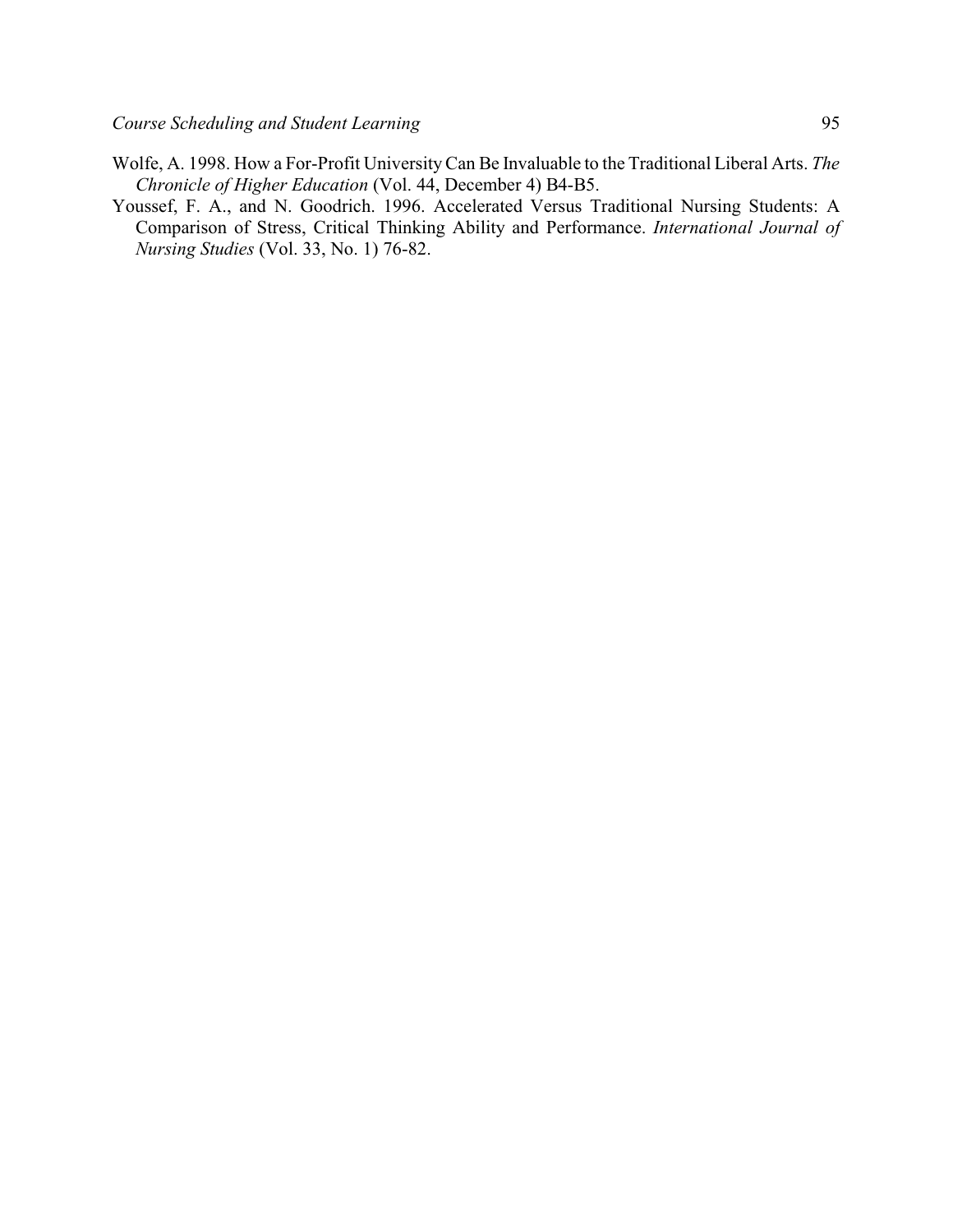Wolfe, A. 1998. How a For-Profit University Can Be Invaluable to the Traditional Liberal Arts. *The Chronicle of Higher Education* (Vol. 44, December 4) B4-B5.

Youssef, F. A., and N. Goodrich. 1996. Accelerated Versus Traditional Nursing Students: A Comparison of Stress, Critical Thinking Ability and Performance. *International Journal of Nursing Studies* (Vol. 33, No. 1) 76-82.